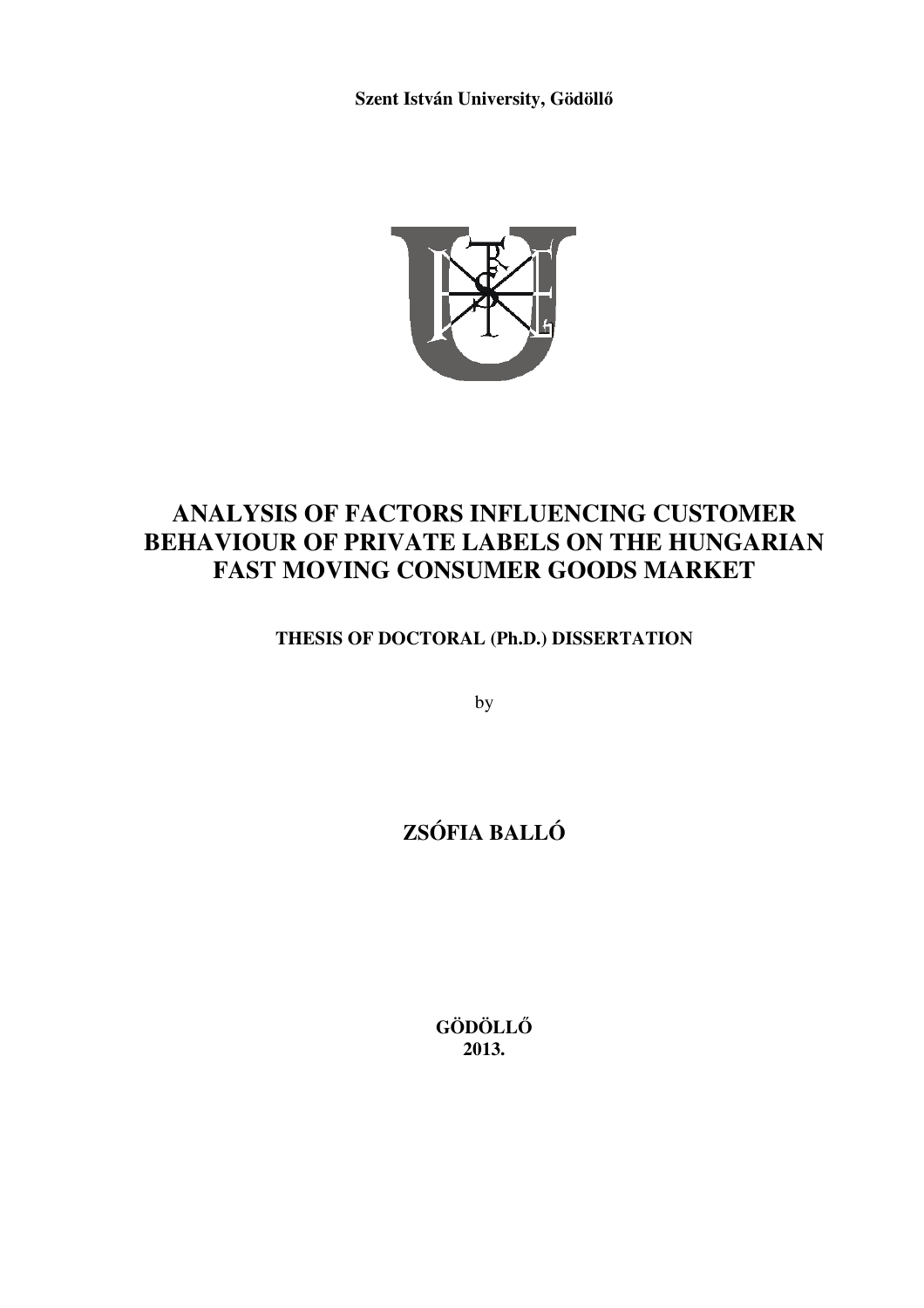**Szent István University, Gödöllő**

# ANALYSIS OF FACTORS INFLUENCING CUSTOMER BEHAVIOUR OF PRIVATE LABELS ON THE HUNGARIAN FAST MOVING CONSUMER GOODS MARKET

**THESIS OF DOCTORAL (Ph.D.) DISSERTATION**

by

## ZSÓFIA BALLÓ

**GÖDÖLLŐ**
**2013.**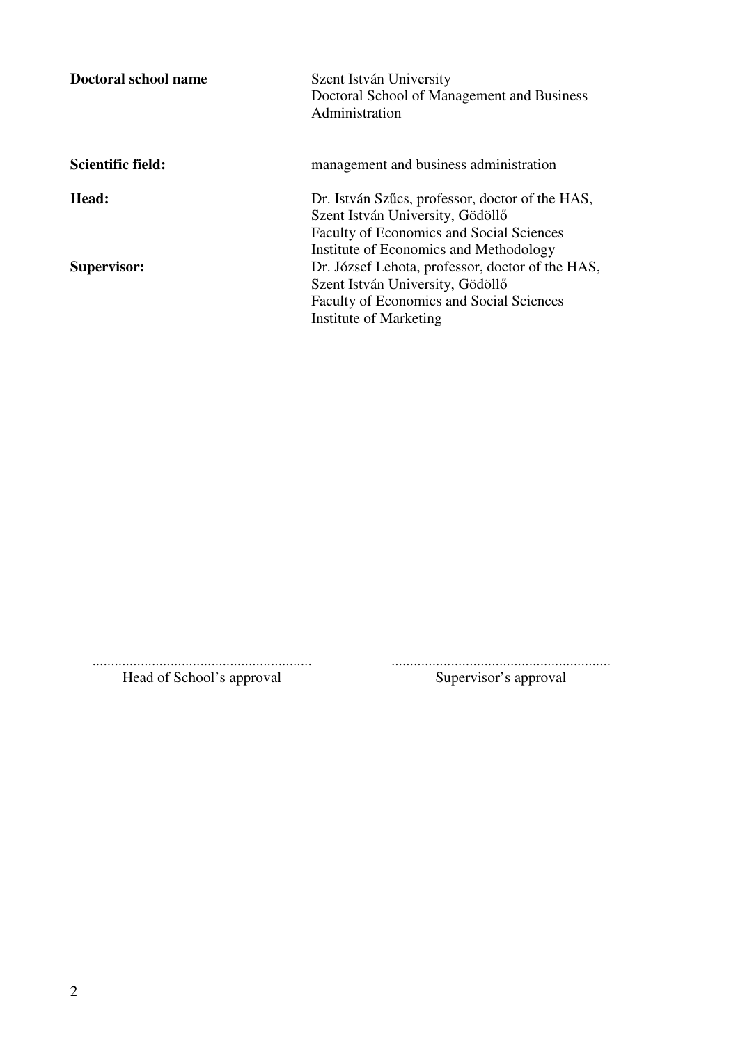| | |
|---|---|
| **Doctoral school name** | Szent István University<br>Doctoral School of Management and Business Administration |
| **Scientific field:** | management and business administration |
| **Head:** | Dr. István Szűcs, professor, doctor of the HAS,<br>Szent István University, Gödöllő<br>Faculty of Economics and Social Sciences<br>Institute of Economics and Methodology |
| **Supervisor:** | Dr. József Lehota, professor, doctor of the HAS,<br>Szent István University, Gödöllő<br>Faculty of Economics and Social Sciences<br>Institute of Marketing |

| | |
|---|---|
| ........................................................... | ........................................................... |
| Head of School's approval | Supervisor's approval |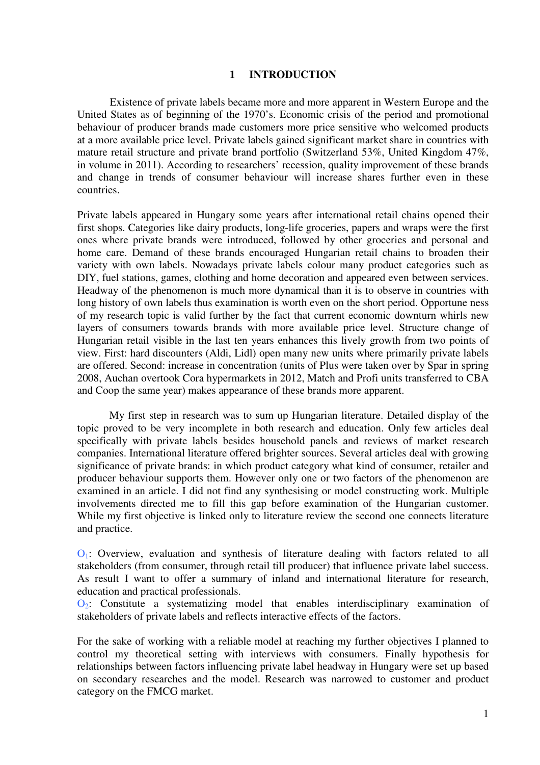# 1 INTRODUCTION

Existence of private labels became more and more apparent in Western Europe and the United States as of beginning of the 1970's. Economic crisis of the period and promotional behaviour of producer brands made customers more price sensitive who welcomed products at a more available price level. Private labels gained significant market share in countries with mature retail structure and private brand portfolio (Switzerland 53%, United Kingdom 47%, in volume in 2011). According to researchers' recession, quality improvement of these brands and change in trends of consumer behaviour will increase shares further even in these countries.

Private labels appeared in Hungary some years after international retail chains opened their first shops. Categories like dairy products, long-life groceries, papers and wraps were the first ones where private brands were introduced, followed by other groceries and personal and home care. Demand of these brands encouraged Hungarian retail chains to broaden their variety with own labels. Nowadays private labels colour many product categories such as DIY, fuel stations, games, clothing and home decoration and appeared even between services. Headway of the phenomenon is much more dynamical than it is to observe in countries with long history of own labels thus examination is worth even on the short period. Opportune ness of my research topic is valid further by the fact that current economic downturn whirls new layers of consumers towards brands with more available price level. Structure change of Hungarian retail visible in the last ten years enhances this lively growth from two points of view. First: hard discounters (Aldi, Lidl) open many new units where primarily private labels are offered. Second: increase in concentration (units of Plus were taken over by Spar in spring 2008, Auchan overtook Cora hypermarkets in 2012, Match and Profi units transferred to CBA and Coop the same year) makes appearance of these brands more apparent.

My first step in research was to sum up Hungarian literature. Detailed display of the topic proved to be very incomplete in both research and education. Only few articles deal specifically with private labels besides household panels and reviews of market research companies. International literature offered brighter sources. Several articles deal with growing significance of private brands: in which product category what kind of consumer, retailer and producer behaviour supports them. However only one or two factors of the phenomenon are examined in an article. I did not find any synthesising or model constructing work. Multiple involvements directed me to fill this gap before examination of the Hungarian customer. While my first objective is linked only to literature review the second one connects literature and practice.

$O_1$: Overview, evaluation and synthesis of literature dealing with factors related to all stakeholders (from consumer, through retail till producer) that influence private label success. As result I want to offer a summary of inland and international literature for research, education and practical professionals.
$O_2$: Constitute a systematizing model that enables interdisciplinary examination of stakeholders of private labels and reflects interactive effects of the factors.

For the sake of working with a reliable model at reaching my further objectives I planned to control my theoretical setting with interviews with consumers. Finally hypothesis for relationships between factors influencing private label headway in Hungary were set up based on secondary researches and the model. Research was narrowed to customer and product category on the FMCG market.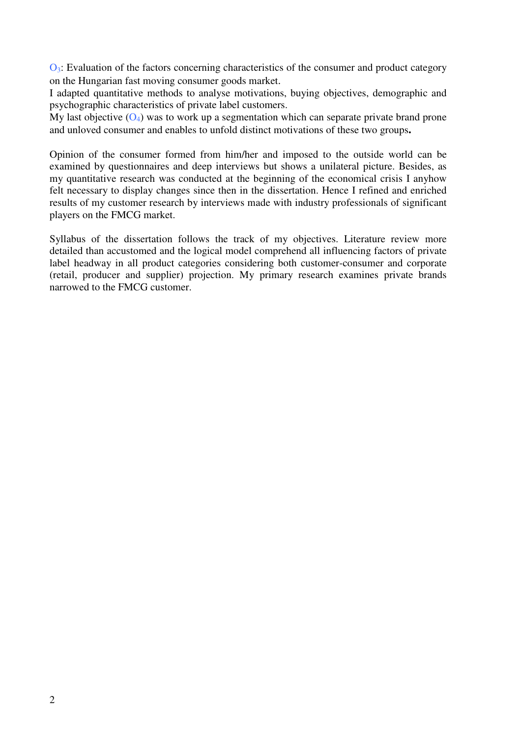$O_3$: Evaluation of the factors concerning characteristics of the consumer and product category on the Hungarian fast moving consumer goods market.
I adapted quantitative methods to analyse motivations, buying objectives, demographic and psychographic characteristics of private label customers.
My last objective ($O_4$) was to work up a segmentation which can separate private brand prone and unloved consumer and enables to unfold distinct motivations of these two groups**.**

Opinion of the consumer formed from him/her and imposed to the outside world can be examined by questionnaires and deep interviews but shows a unilateral picture. Besides, as my quantitative research was conducted at the beginning of the economical crisis I anyhow felt necessary to display changes since then in the dissertation. Hence I refined and enriched results of my customer research by interviews made with industry professionals of significant players on the FMCG market.

Syllabus of the dissertation follows the track of my objectives. Literature review more detailed than accustomed and the logical model comprehend all influencing factors of private label headway in all product categories considering both customer-consumer and corporate (retail, producer and supplier) projection. My primary research examines private brands narrowed to the FMCG customer.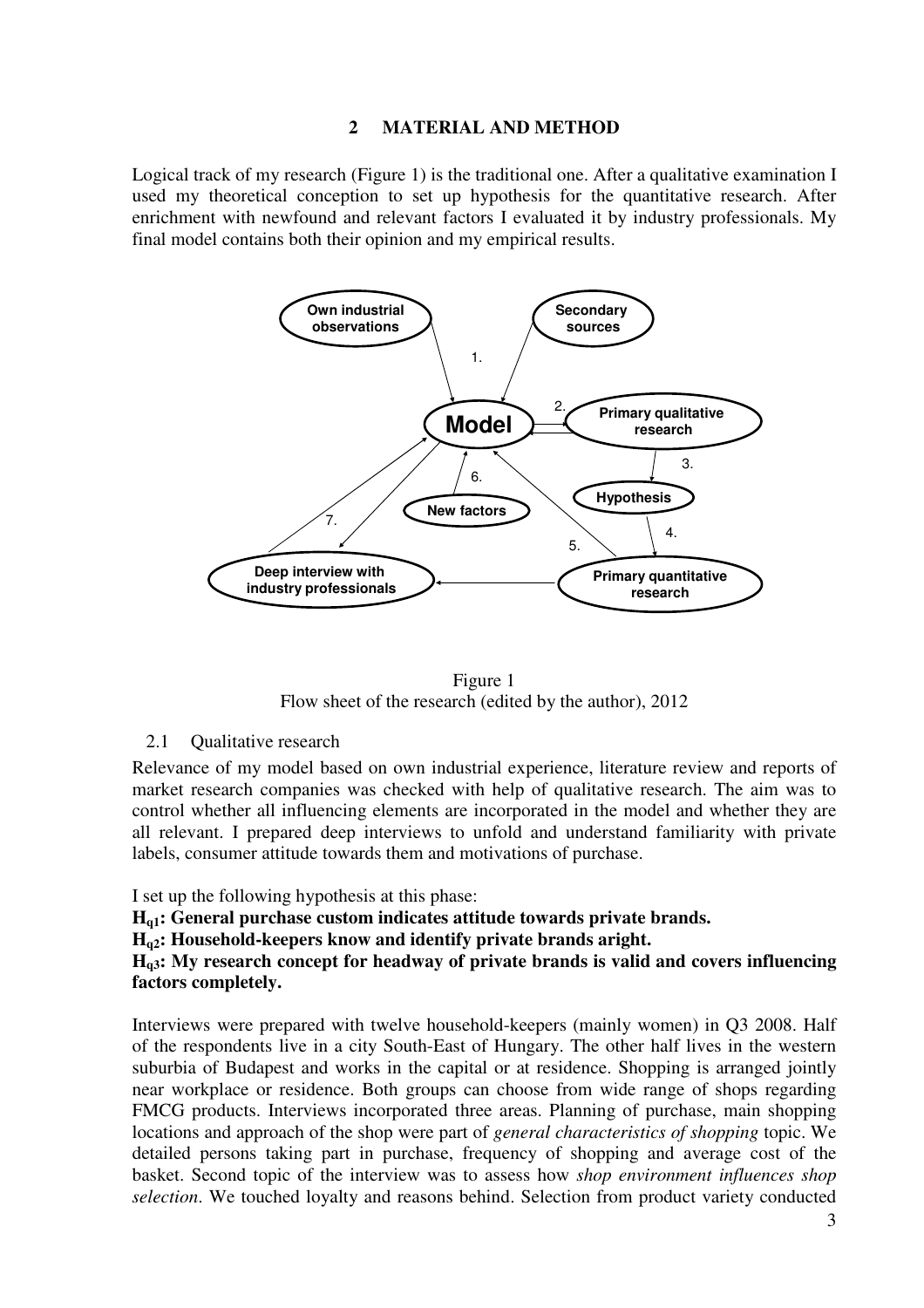## 2 MATERIAL AND METHOD

Logical track of my research (Figure 1) is the traditional one. After a qualitative examination I used my theoretical conception to set up hypothesis for the quantitative research. After enrichment with newfound and relevant factors I evaluated it by industry professionals. My final model contains both their opinion and my empirical results.

Figure 1
Flow sheet of the research (edited by the author), 2012

### 2.1 Qualitative research

Relevance of my model based on own industrial experience, literature review and reports of market research companies was checked with help of qualitative research. The aim was to control whether all influencing elements are incorporated in the model and whether they are all relevant. I prepared deep interviews to unfold and understand familiarity with private labels, consumer attitude towards them and motivations of purchase.

I set up the following hypothesis at this phase:

**$H_{q1}$: General purchase custom indicates attitude towards private brands.**

**$H_{q2}$: Household-keepers know and identify private brands aright.**

**$H_{q3}$: My research concept for headway of private brands is valid and covers influencing factors completely.**

Interviews were prepared with twelve household-keepers (mainly women) in Q3 2008. Half of the respondents live in a city South-East of Hungary. The other half lives in the western suburbia of Budapest and works in the capital or at residence. Shopping is arranged jointly near workplace or residence. Both groups can choose from wide range of shops regarding FMCG products. Interviews incorporated three areas. Planning of purchase, main shopping locations and approach of the shop were part of *general characteristics of shopping* topic. We detailed persons taking part in purchase, frequency of shopping and average cost of the basket. Second topic of the interview was to assess how *shop environment influences shop selection*. We touched loyalty and reasons behind. Selection from product variety conducted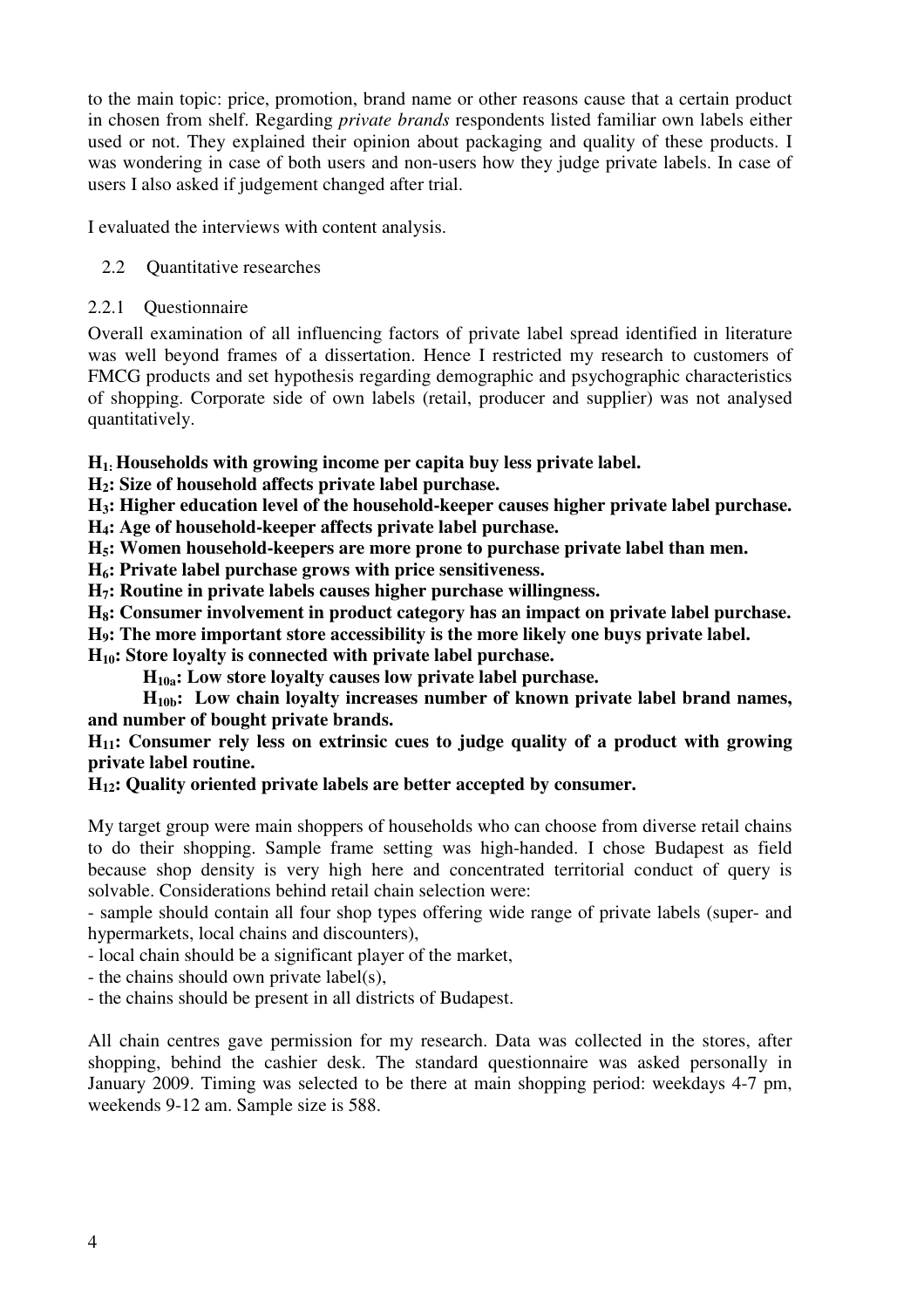to the main topic: price, promotion, brand name or other reasons cause that a certain product in chosen from shelf. Regarding *private brands* respondents listed familiar own labels either used or not. They explained their opinion about packaging and quality of these products. I was wondering in case of both users and non-users how they judge private labels. In case of users I also asked if judgement changed after trial.

I evaluated the interviews with content analysis.

## 2.2 Quantitative researches

### 2.2.1 Questionnaire

Overall examination of all influencing factors of private label spread identified in literature was well beyond frames of a dissertation. Hence I restricted my research to customers of FMCG products and set hypothesis regarding demographic and psychographic characteristics of shopping. Corporate side of own labels (retail, producer and supplier) was not analysed quantitatively.

**$H_1$: Households with growing income per capita buy less private label.**

**$H_2$: Size of household affects private label purchase.**

**$H_3$: Higher education level of the household-keeper causes higher private label purchase.**

**$H_4$: Age of household-keeper affects private label purchase.**

**$H_5$: Women household-keepers are more prone to purchase private label than men.**

**$H_6$: Private label purchase grows with price sensitiveness.**

**$H_7$: Routine in private labels causes higher purchase willingness.**

**$H_8$: Consumer involvement in product category has an impact on private label purchase.**

**$H_9$: The more important store accessibility is the more likely one buys private label.**

**$H_{10}$: Store loyalty is connected with private label purchase.**

**$H_{10a}$: Low store loyalty causes low private label purchase.**

**$H_{10b}$: Low chain loyalty increases number of known private label brand names, and number of bought private brands.**

**$H_{11}$: Consumer rely less on extrinsic cues to judge quality of a product with growing private label routine.**

**$H_{12}$: Quality oriented private labels are better accepted by consumer.**

My target group were main shoppers of households who can choose from diverse retail chains to do their shopping. Sample frame setting was high-handed. I chose Budapest as field because shop density is very high here and concentrated territorial conduct of query is solvable. Considerations behind retail chain selection were:

- sample should contain all four shop types offering wide range of private labels (super- and hypermarkets, local chains and discounters),
- local chain should be a significant player of the market,
- the chains should own private label(s),
- the chains should be present in all districts of Budapest.

All chain centres gave permission for my research. Data was collected in the stores, after shopping, behind the cashier desk. The standard questionnaire was asked personally in January 2009. Timing was selected to be there at main shopping period: weekdays 4-7 pm, weekends 9-12 am. Sample size is 588.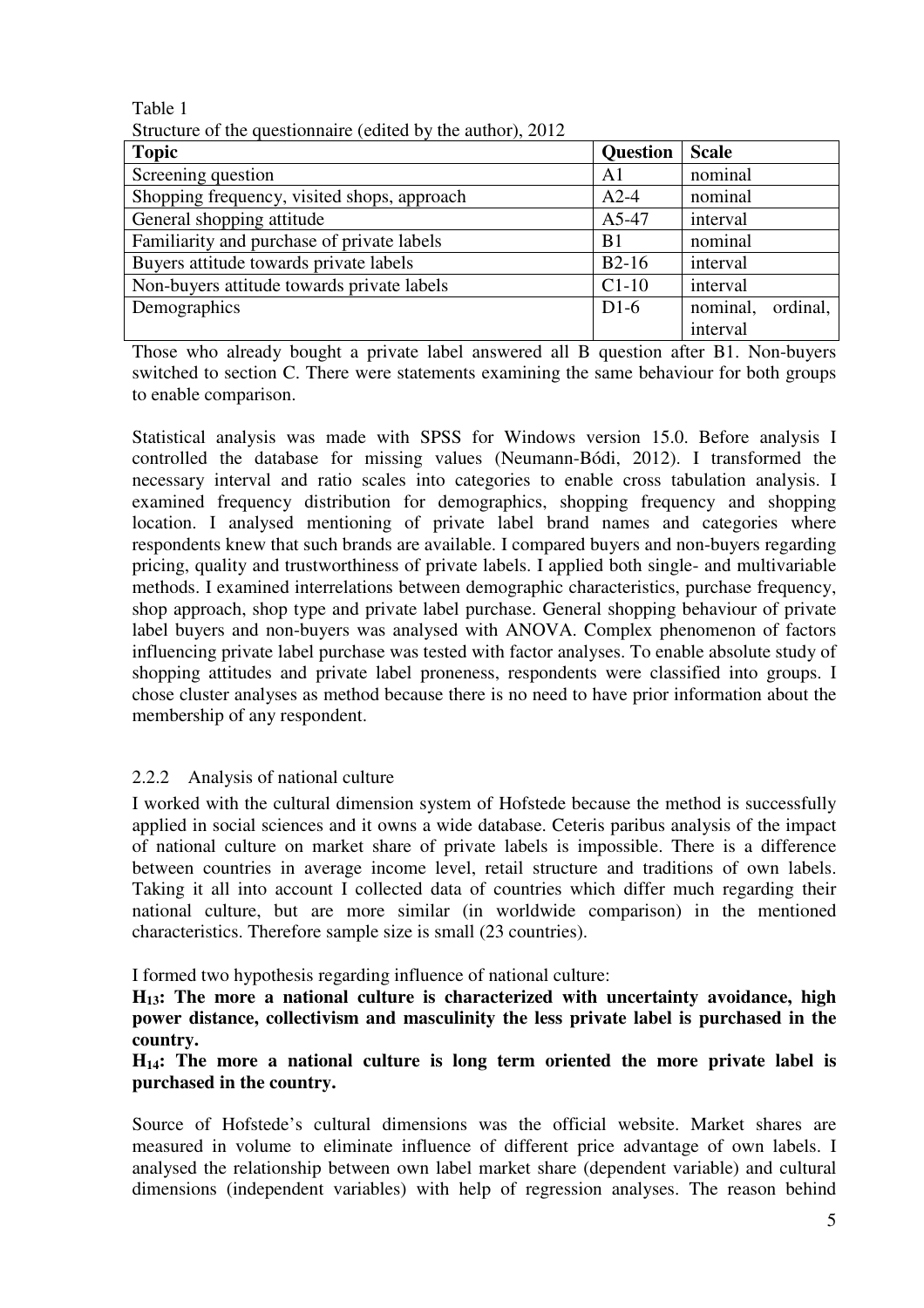Table 1
Structure of the questionnaire (edited by the author), 2012

| Topic | Question | Scale |
|---|---|---|
| Screening question | A1 | nominal |
| Shopping frequency, visited shops, approach | A2-4 | nominal |
| General shopping attitude | A5-47 | interval |
| Familiarity and purchase of private labels | B1 | nominal |
| Buyers attitude towards private labels | B2-16 | interval |
| Non-buyers attitude towards private labels | C1-10 | interval |
| Demographics | D1-6 | nominal, ordinal, interval |

Those who already bought a private label answered all B question after B1. Non-buyers switched to section C. There were statements examining the same behaviour for both groups to enable comparison.

Statistical analysis was made with SPSS for Windows version 15.0. Before analysis I controlled the database for missing values (Neumann-Bódi, 2012). I transformed the necessary interval and ratio scales into categories to enable cross tabulation analysis. I examined frequency distribution for demographics, shopping frequency and shopping location. I analysed mentioning of private label brand names and categories where respondents knew that such brands are available. I compared buyers and non-buyers regarding pricing, quality and trustworthiness of private labels. I applied both single- and multivariable methods. I examined interrelations between demographic characteristics, purchase frequency, shop approach, shop type and private label purchase. General shopping behaviour of private label buyers and non-buyers was analysed with ANOVA. Complex phenomenon of factors influencing private label purchase was tested with factor analyses. To enable absolute study of shopping attitudes and private label proneness, respondents were classified into groups. I chose cluster analyses as method because there is no need to have prior information about the membership of any respondent.

### 2.2.2 Analysis of national culture

I worked with the cultural dimension system of Hofstede because the method is successfully applied in social sciences and it owns a wide database. Ceteris paribus analysis of the impact of national culture on market share of private labels is impossible. There is a difference between countries in average income level, retail structure and traditions of own labels. Taking it all into account I collected data of countries which differ much regarding their national culture, but are more similar (in worldwide comparison) in the mentioned characteristics. Therefore sample size is small (23 countries).

I formed two hypothesis regarding influence of national culture:

**$H_{13}$: The more a national culture is characterized with uncertainty avoidance, high power distance, collectivism and masculinity the less private label is purchased in the country.**

**$H_{14}$: The more a national culture is long term oriented the more private label is purchased in the country.**

Source of Hofstede's cultural dimensions was the official website. Market shares are measured in volume to eliminate influence of different price advantage of own labels. I analysed the relationship between own label market share (dependent variable) and cultural dimensions (independent variables) with help of regression analyses. The reason behind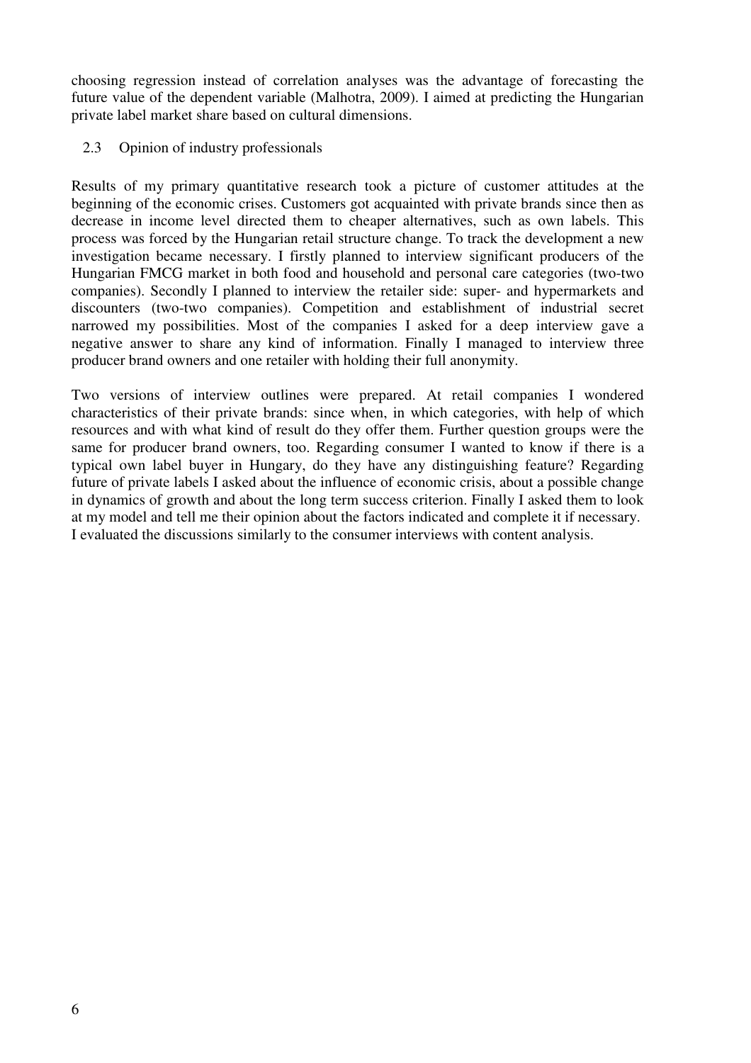choosing regression instead of correlation analyses was the advantage of forecasting the future value of the dependent variable (Malhotra, 2009). I aimed at predicting the Hungarian private label market share based on cultural dimensions.

## 2.3 Opinion of industry professionals

Results of my primary quantitative research took a picture of customer attitudes at the beginning of the economic crises. Customers got acquainted with private brands since then as decrease in income level directed them to cheaper alternatives, such as own labels. This process was forced by the Hungarian retail structure change. To track the development a new investigation became necessary. I firstly planned to interview significant producers of the Hungarian FMCG market in both food and household and personal care categories (two-two companies). Secondly I planned to interview the retailer side: super- and hypermarkets and discounters (two-two companies). Competition and establishment of industrial secret narrowed my possibilities. Most of the companies I asked for a deep interview gave a negative answer to share any kind of information. Finally I managed to interview three producer brand owners and one retailer with holding their full anonymity.

Two versions of interview outlines were prepared. At retail companies I wondered characteristics of their private brands: since when, in which categories, with help of which resources and with what kind of result do they offer them. Further question groups were the same for producer brand owners, too. Regarding consumer I wanted to know if there is a typical own label buyer in Hungary, do they have any distinguishing feature? Regarding future of private labels I asked about the influence of economic crisis, about a possible change in dynamics of growth and about the long term success criterion. Finally I asked them to look at my model and tell me their opinion about the factors indicated and complete it if necessary. I evaluated the discussions similarly to the consumer interviews with content analysis.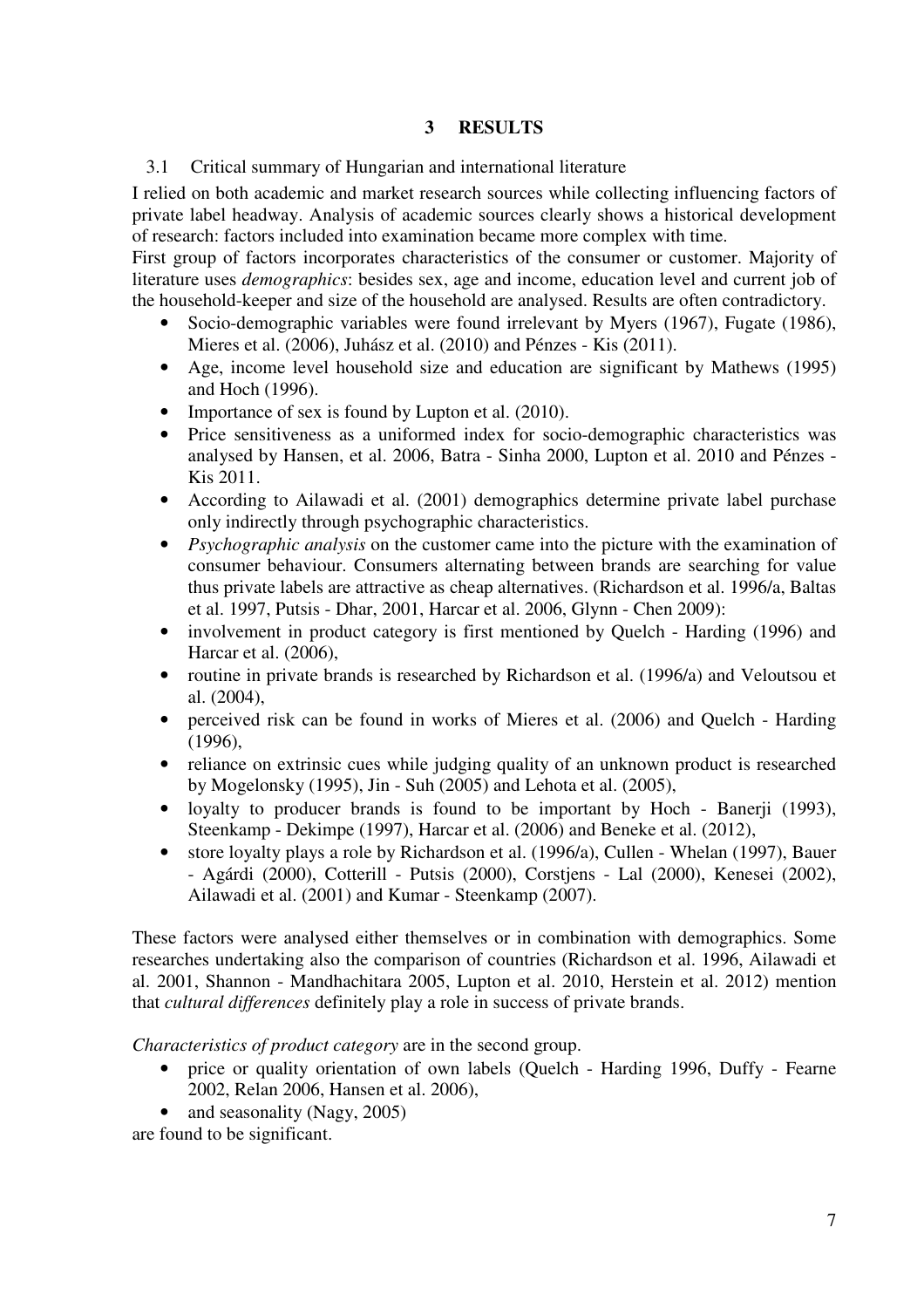# 3 RESULTS

## 3.1 Critical summary of Hungarian and international literature

I relied on both academic and market research sources while collecting influencing factors of private label headway. Analysis of academic sources clearly shows a historical development of research: factors included into examination became more complex with time.

First group of factors incorporates characteristics of the consumer or customer. Majority of literature uses *demographics*: besides sex, age and income, education level and current job of the household-keeper and size of the household are analysed. Results are often contradictory.

- Socio-demographic variables were found irrelevant by Myers (1967), Fugate (1986), Mieres et al. (2006), Juhász et al. (2010) and Pénzes - Kis (2011).
- Age, income level household size and education are significant by Mathews (1995) and Hoch (1996).
- Importance of sex is found by Lupton et al. (2010).
- Price sensitiveness as a uniformed index for socio-demographic characteristics was analysed by Hansen, et al. 2006, Batra - Sinha 2000, Lupton et al. 2010 and Pénzes - Kis 2011.
- According to Ailawadi et al. (2001) demographics determine private label purchase only indirectly through psychographic characteristics.
- *Psychographic analysis* on the customer came into the picture with the examination of consumer behaviour. Consumers alternating between brands are searching for value thus private labels are attractive as cheap alternatives. (Richardson et al. 1996/a, Baltas et al. 1997, Putsis - Dhar, 2001, Harcar et al. 2006, Glynn - Chen 2009):
- involvement in product category is first mentioned by Quelch - Harding (1996) and Harcar et al. (2006),
- routine in private brands is researched by Richardson et al. (1996/a) and Veloutsou et al. (2004),
- perceived risk can be found in works of Mieres et al. (2006) and Quelch - Harding (1996),
- reliance on extrinsic cues while judging quality of an unknown product is researched by Mogelonsky (1995), Jin - Suh (2005) and Lehota et al. (2005),
- loyalty to producer brands is found to be important by Hoch - Banerji (1993), Steenkamp - Dekimpe (1997), Harcar et al. (2006) and Beneke et al. (2012),
- store loyalty plays a role by Richardson et al. (1996/a), Cullen - Whelan (1997), Bauer - Agárdi (2000), Cotterill - Putsis (2000), Corstjens - Lal (2000), Kenesei (2002), Ailawadi et al. (2001) and Kumar - Steenkamp (2007).

These factors were analysed either themselves or in combination with demographics. Some researches undertaking also the comparison of countries (Richardson et al. 1996, Ailawadi et al. 2001, Shannon - Mandhachitara 2005, Lupton et al. 2010, Herstein et al. 2012) mention that *cultural differences* definitely play a role in success of private brands.

*Characteristics of product category* are in the second group.

- price or quality orientation of own labels (Quelch - Harding 1996, Duffy - Fearne 2002, Relan 2006, Hansen et al. 2006),
- and seasonality (Nagy, 2005)

are found to be significant.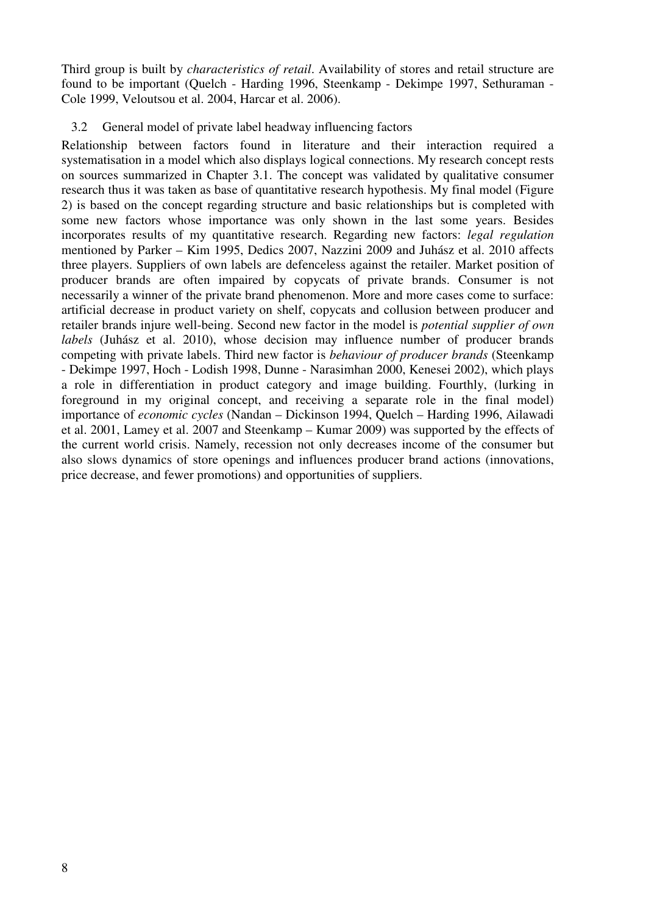Third group is built by *characteristics of retail*. Availability of stores and retail structure are found to be important (Quelch - Harding 1996, Steenkamp - Dekimpe 1997, Sethuraman - Cole 1999, Veloutsou et al. 2004, Harcar et al. 2006).

## 3.2 General model of private label headway influencing factors

Relationship between factors found in literature and their interaction required a systematisation in a model which also displays logical connections. My research concept rests on sources summarized in Chapter 3.1. The concept was validated by qualitative consumer research thus it was taken as base of quantitative research hypothesis. My final model (Figure 2) is based on the concept regarding structure and basic relationships but is completed with some new factors whose importance was only shown in the last some years. Besides incorporates results of my quantitative research. Regarding new factors: *legal regulation* mentioned by Parker – Kim 1995, Dedics 2007, Nazzini 2009 and Juhász et al. 2010 affects three players. Suppliers of own labels are defenceless against the retailer. Market position of producer brands are often impaired by copycats of private brands. Consumer is not necessarily a winner of the private brand phenomenon. More and more cases come to surface: artificial decrease in product variety on shelf, copycats and collusion between producer and retailer brands injure well-being. Second new factor in the model is *potential supplier of own labels* (Juhász et al. 2010), whose decision may influence number of producer brands competing with private labels. Third new factor is *behaviour of producer brands* (Steenkamp - Dekimpe 1997, Hoch - Lodish 1998, Dunne - Narasimhan 2000, Kenesei 2002), which plays a role in differentiation in product category and image building. Fourthly, (lurking in foreground in my original concept, and receiving a separate role in the final model) importance of *economic cycles* (Nandan – Dickinson 1994, Quelch – Harding 1996, Ailawadi et al. 2001, Lamey et al. 2007 and Steenkamp – Kumar 2009) was supported by the effects of the current world crisis. Namely, recession not only decreases income of the consumer but also slows dynamics of store openings and influences producer brand actions (innovations, price decrease, and fewer promotions) and opportunities of suppliers.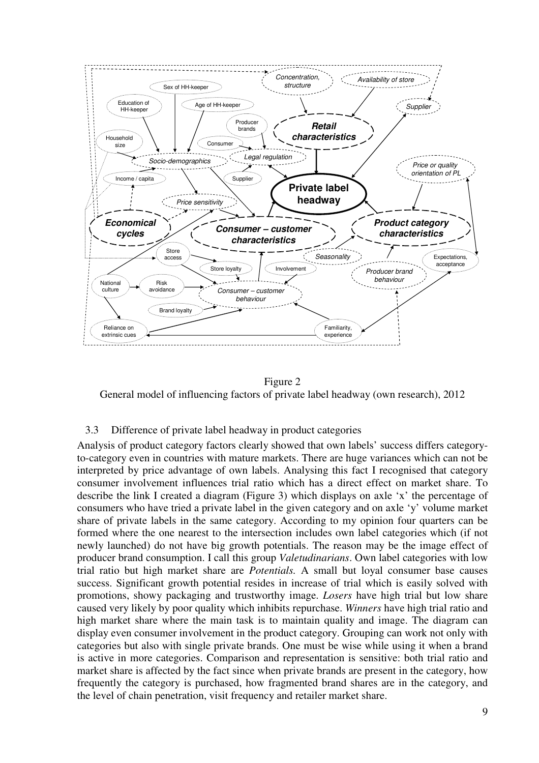Figure 2
General model of influencing factors of private label headway (own research), 2012

### 3.3 Difference of private label headway in product categories

Analysis of product category factors clearly showed that own labels' success differs category-to-category even in countries with mature markets. There are huge variances which can not be interpreted by price advantage of own labels. Analysing this fact I recognised that category consumer involvement influences trial ratio which has a direct effect on market share. To describe the link I created a diagram (Figure 3) which displays on axle 'x' the percentage of consumers who have tried a private label in the given category and on axle 'y' volume market share of private labels in the same category. According to my opinion four quarters can be formed where the one nearest to the intersection includes own label categories which (if not newly launched) do not have big growth potentials. The reason may be the image effect of producer brand consumption. I call this group *Valetudinarians*. Own label categories with low trial ratio but high market share are *Potentials.* A small but loyal consumer base causes success. Significant growth potential resides in increase of trial which is easily solved with promotions, showy packaging and trustworthy image. *Losers* have high trial but low share caused very likely by poor quality which inhibits repurchase. *Winners* have high trial ratio and high market share where the main task is to maintain quality and image. The diagram can display even consumer involvement in the product category. Grouping can work not only with categories but also with single private brands. One must be wise while using it when a brand is active in more categories. Comparison and representation is sensitive: both trial ratio and market share is affected by the fact since when private brands are present in the category, how frequently the category is purchased, how fragmented brand shares are in the category, and the level of chain penetration, visit frequency and retailer market share.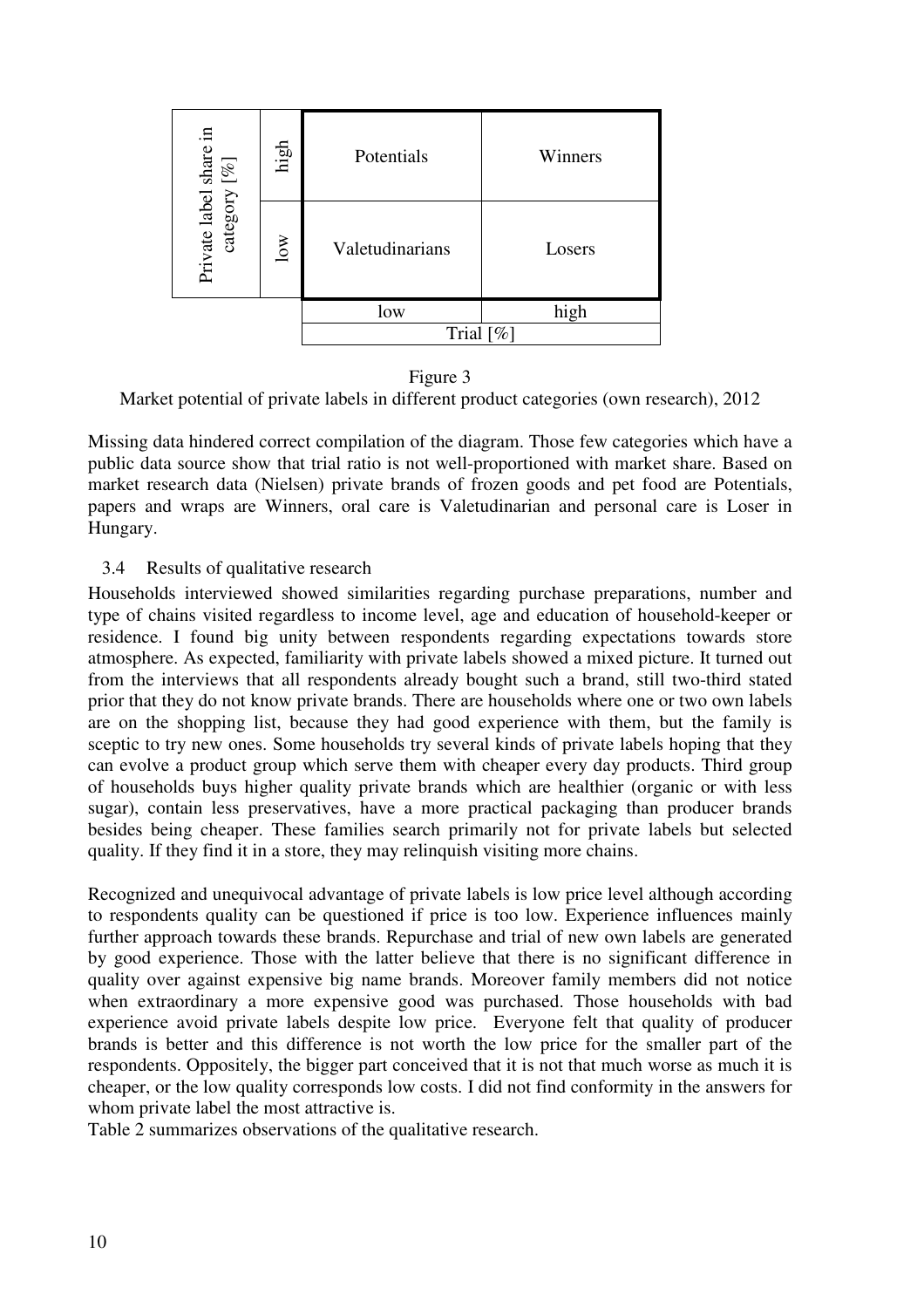| Private label share in category [%] | | | |
|---|---|---|---|
| | high | Potentials | Winners |
| | low | Valetudinarians | Losers |
| | | low | high |
| | | Trial [%] | |

Figure 3

Market potential of private labels in different product categories (own research), 2012

Missing data hindered correct compilation of the diagram. Those few categories which have a public data source show that trial ratio is not well-proportioned with market share. Based on market research data (Nielsen) private brands of frozen goods and pet food are Potentials, papers and wraps are Winners, oral care is Valetudinarian and personal care is Loser in Hungary.

### 3.4 Results of qualitative research

Households interviewed showed similarities regarding purchase preparations, number and type of chains visited regardless to income level, age and education of household-keeper or residence. I found big unity between respondents regarding expectations towards store atmosphere. As expected, familiarity with private labels showed a mixed picture. It turned out from the interviews that all respondents already bought such a brand, still two-third stated prior that they do not know private brands. There are households where one or two own labels are on the shopping list, because they had good experience with them, but the family is sceptic to try new ones. Some households try several kinds of private labels hoping that they can evolve a product group which serve them with cheaper every day products. Third group of households buys higher quality private brands which are healthier (organic or with less sugar), contain less preservatives, have a more practical packaging than producer brands besides being cheaper. These families search primarily not for private labels but selected quality. If they find it in a store, they may relinquish visiting more chains.

Recognized and unequivocal advantage of private labels is low price level although according to respondents quality can be questioned if price is too low. Experience influences mainly further approach towards these brands. Repurchase and trial of new own labels are generated by good experience. Those with the latter believe that there is no significant difference in quality over against expensive big name brands. Moreover family members did not notice when extraordinary a more expensive good was purchased. Those households with bad experience avoid private labels despite low price. Everyone felt that quality of producer brands is better and this difference is not worth the low price for the smaller part of the respondents. Oppositely, the bigger part conceived that it is not that much worse as much it is cheaper, or the low quality corresponds low costs. I did not find conformity in the answers for whom private label the most attractive is.

Table 2 summarizes observations of the qualitative research.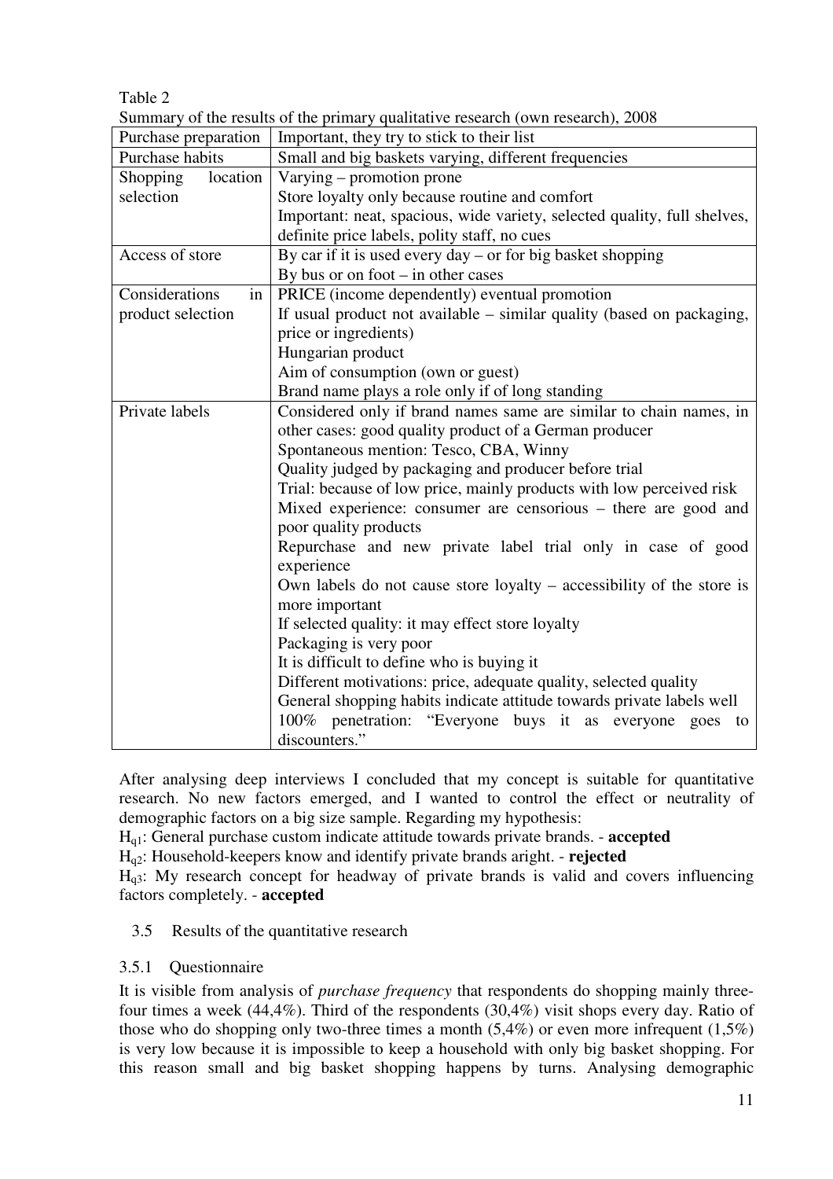Table 2

Summary of the results of the primary qualitative research (own research), 2008

| Purchase preparation | Important, they try to stick to their list |
|---|---|
| Purchase habits | Small and big baskets varying, different frequencies |
| Shopping location selection | Varying – promotion prone<br>Store loyalty only because routine and comfort<br>Important: neat, spacious, wide variety, selected quality, full shelves, definite price labels, polity staff, no cues |
| Access of store | By car if it is used every day – or for big basket shopping<br>By bus or on foot – in other cases |
| Considerations in product selection | PRICE (income dependently) eventual promotion<br>If usual product not available – similar quality (based on packaging, price or ingredients)<br>Hungarian product<br>Aim of consumption (own or guest)<br>Brand name plays a role only if of long standing |
| Private labels | Considered only if brand names same are similar to chain names, in other cases: good quality product of a German producer<br>Spontaneous mention: Tesco, CBA, Winny<br>Quality judged by packaging and producer before trial<br>Trial: because of low price, mainly products with low perceived risk<br>Mixed experience: consumer are censorious – there are good and poor quality products<br>Repurchase and new private label trial only in case of good experience<br>Own labels do not cause store loyalty – accessibility of the store is more important<br>If selected quality: it may effect store loyalty<br>Packaging is very poor<br>It is difficult to define who is buying it<br>Different motivations: price, adequate quality, selected quality<br>General shopping habits indicate attitude towards private labels well<br>100% penetration: "Everyone buys it as everyone goes to discounters." |

After analysing deep interviews I concluded that my concept is suitable for quantitative research. No new factors emerged, and I wanted to control the effect or neutrality of demographic factors on a big size sample. Regarding my hypothesis:

$H_{q1}$: General purchase custom indicate attitude towards private brands. - **accepted**

$H_{q2}$: Household-keepers know and identify private brands aright. - **rejected**

$H_{q3}$: My research concept for headway of private brands is valid and covers influencing factors completely. - **accepted**

### 3.5 Results of the quantitative research

#### 3.5.1 Questionnaire

It is visible from analysis of *purchase frequency* that respondents do shopping mainly three-four times a week (44,4%). Third of the respondents (30,4%) visit shops every day. Ratio of those who do shopping only two-three times a month (5,4%) or even more infrequent (1,5%) is very low because it is impossible to keep a household with only big basket shopping. For this reason small and big basket shopping happens by turns. Analysing demographic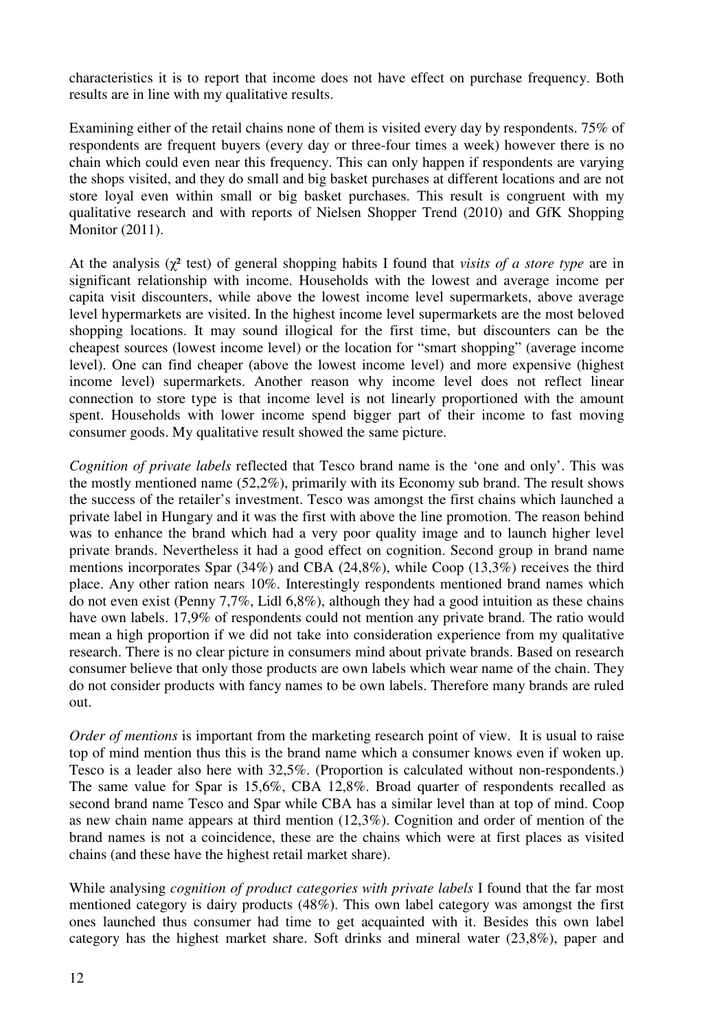characteristics it is to report that income does not have effect on purchase frequency. Both results are in line with my qualitative results.

Examining either of the retail chains none of them is visited every day by respondents. 75% of respondents are frequent buyers (every day or three-four times a week) however there is no chain which could even near this frequency. This can only happen if respondents are varying the shops visited, and they do small and big basket purchases at different locations and are not store loyal even within small or big basket purchases. This result is congruent with my qualitative research and with reports of Nielsen Shopper Trend (2010) and GfK Shopping Monitor (2011).

At the analysis ($\chi^2$ test) of general shopping habits I found that *visits of a store type* are in significant relationship with income. Households with the lowest and average income per capita visit discounters, while above the lowest income level supermarkets, above average level hypermarkets are visited. In the highest income level supermarkets are the most beloved shopping locations. It may sound illogical for the first time, but discounters can be the cheapest sources (lowest income level) or the location for "smart shopping" (average income level). One can find cheaper (above the lowest income level) and more expensive (highest income level) supermarkets. Another reason why income level does not reflect linear connection to store type is that income level is not linearly proportioned with the amount spent. Households with lower income spend bigger part of their income to fast moving consumer goods. My qualitative result showed the same picture.

*Cognition of private labels* reflected that Tesco brand name is the 'one and only'. This was the mostly mentioned name (52,2%), primarily with its Economy sub brand. The result shows the success of the retailer's investment. Tesco was amongst the first chains which launched a private label in Hungary and it was the first with above the line promotion. The reason behind was to enhance the brand which had a very poor quality image and to launch higher level private brands. Nevertheless it had a good effect on cognition. Second group in brand name mentions incorporates Spar (34%) and CBA (24,8%), while Coop (13,3%) receives the third place. Any other ration nears 10%. Interestingly respondents mentioned brand names which do not even exist (Penny 7,7%, Lidl 6,8%), although they had a good intuition as these chains have own labels. 17,9% of respondents could not mention any private brand. The ratio would mean a high proportion if we did not take into consideration experience from my qualitative research. There is no clear picture in consumers mind about private brands. Based on research consumer believe that only those products are own labels which wear name of the chain. They do not consider products with fancy names to be own labels. Therefore many brands are ruled out.

*Order of mentions* is important from the marketing research point of view. It is usual to raise top of mind mention thus this is the brand name which a consumer knows even if woken up. Tesco is a leader also here with 32,5%. (Proportion is calculated without non-respondents.) The same value for Spar is 15,6%, CBA 12,8%. Broad quarter of respondents recalled as second brand name Tesco and Spar while CBA has a similar level than at top of mind. Coop as new chain name appears at third mention (12,3%). Cognition and order of mention of the brand names is not a coincidence, these are the chains which were at first places as visited chains (and these have the highest retail market share).

While analysing *cognition of product categories with private labels* I found that the far most mentioned category is dairy products (48%). This own label category was amongst the first ones launched thus consumer had time to get acquainted with it. Besides this own label category has the highest market share. Soft drinks and mineral water (23,8%), paper and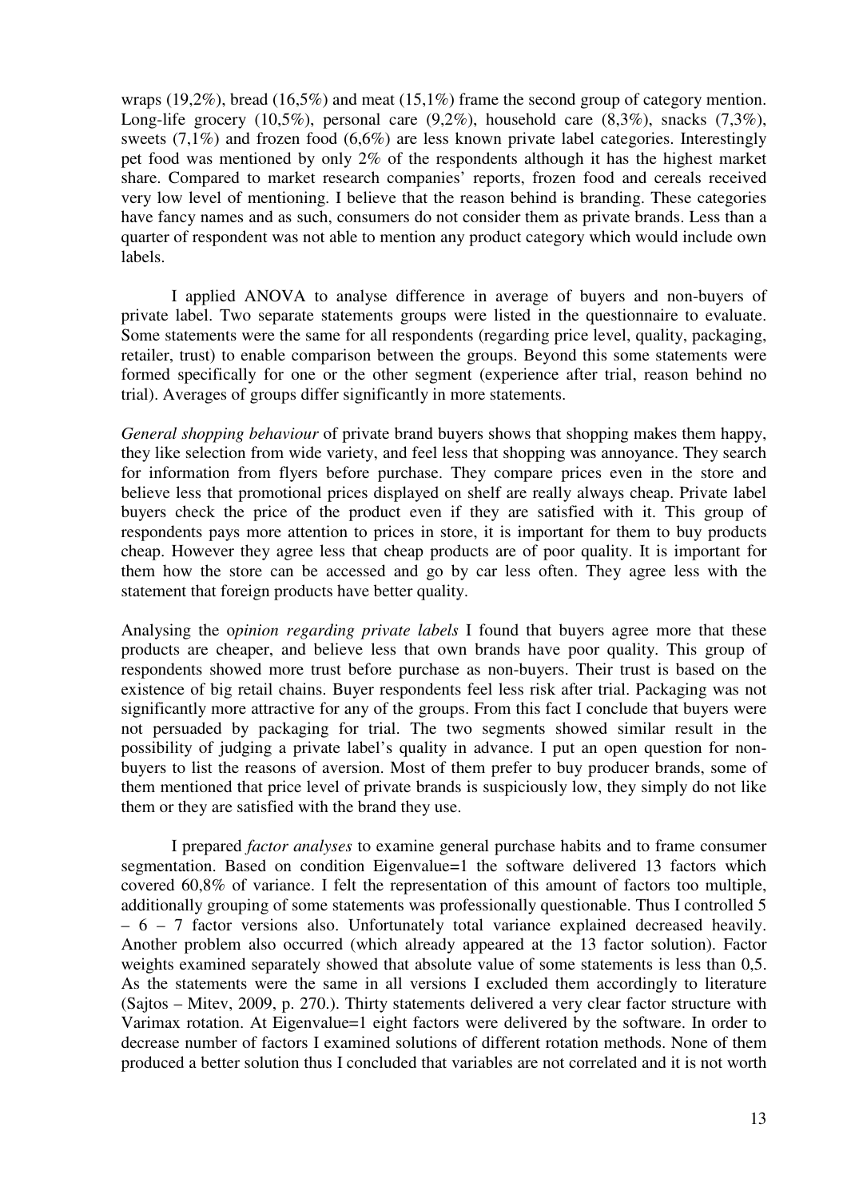wraps (19,2%), bread (16,5%) and meat (15,1%) frame the second group of category mention. Long-life grocery (10,5%), personal care (9,2%), household care (8,3%), snacks (7,3%), sweets (7,1%) and frozen food (6,6%) are less known private label categories. Interestingly pet food was mentioned by only 2% of the respondents although it has the highest market share. Compared to market research companies' reports, frozen food and cereals received very low level of mentioning. I believe that the reason behind is branding. These categories have fancy names and as such, consumers do not consider them as private brands. Less than a quarter of respondent was not able to mention any product category which would include own labels.

I applied ANOVA to analyse difference in average of buyers and non-buyers of private label. Two separate statements groups were listed in the questionnaire to evaluate. Some statements were the same for all respondents (regarding price level, quality, packaging, retailer, trust) to enable comparison between the groups. Beyond this some statements were formed specifically for one or the other segment (experience after trial, reason behind no trial). Averages of groups differ significantly in more statements.

*General shopping behaviour* of private brand buyers shows that shopping makes them happy, they like selection from wide variety, and feel less that shopping was annoyance. They search for information from flyers before purchase. They compare prices even in the store and believe less that promotional prices displayed on shelf are really always cheap. Private label buyers check the price of the product even if they are satisfied with it. This group of respondents pays more attention to prices in store, it is important for them to buy products cheap. However they agree less that cheap products are of poor quality. It is important for them how the store can be accessed and go by car less often. They agree less with the statement that foreign products have better quality.

Analysing the o*pinion regarding private labels* I found that buyers agree more that these products are cheaper, and believe less that own brands have poor quality. This group of respondents showed more trust before purchase as non-buyers. Their trust is based on the existence of big retail chains. Buyer respondents feel less risk after trial. Packaging was not significantly more attractive for any of the groups. From this fact I conclude that buyers were not persuaded by packaging for trial. The two segments showed similar result in the possibility of judging a private label's quality in advance. I put an open question for non-buyers to list the reasons of aversion. Most of them prefer to buy producer brands, some of them mentioned that price level of private brands is suspiciously low, they simply do not like them or they are satisfied with the brand they use.

I prepared *factor analyses* to examine general purchase habits and to frame consumer segmentation. Based on condition Eigenvalue=1 the software delivered 13 factors which covered 60,8% of variance. I felt the representation of this amount of factors too multiple, additionally grouping of some statements was professionally questionable. Thus I controlled 5 – 6 – 7 factor versions also. Unfortunately total variance explained decreased heavily. Another problem also occurred (which already appeared at the 13 factor solution). Factor weights examined separately showed that absolute value of some statements is less than 0,5. As the statements were the same in all versions I excluded them accordingly to literature (Sajtos – Mitev, 2009, p. 270.). Thirty statements delivered a very clear factor structure with Varimax rotation. At Eigenvalue=1 eight factors were delivered by the software. In order to decrease number of factors I examined solutions of different rotation methods. None of them produced a better solution thus I concluded that variables are not correlated and it is not worth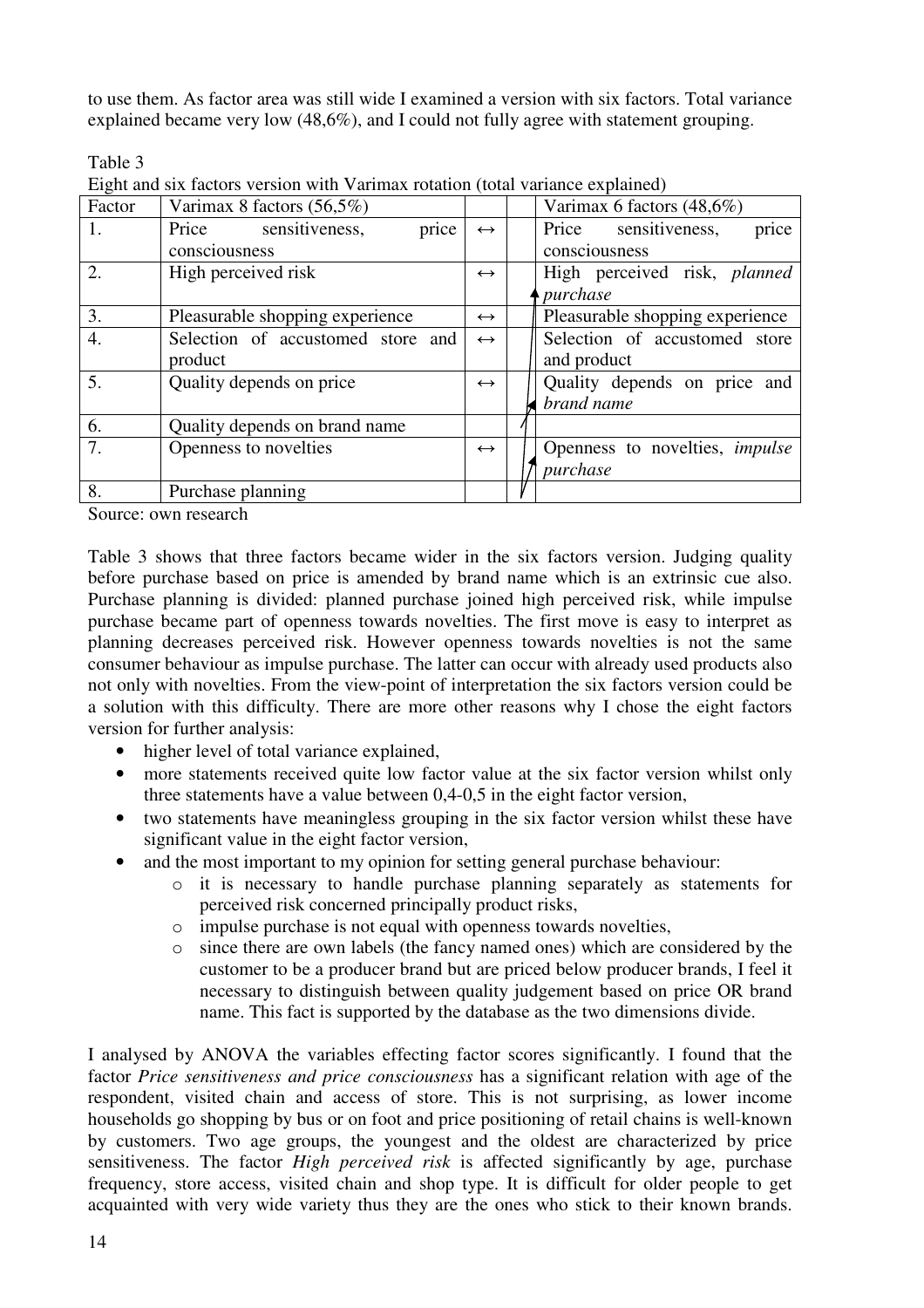to use them. As factor area was still wide I examined a version with six factors. Total variance explained became very low (48,6%), and I could not fully agree with statement grouping.

Table 3
Eight and six factors version with Varimax rotation (total variance explained)

| Factor | Varimax 8 factors (56,5%) | | | Varimax 6 factors (48,6%) |
|---|---|---|---|---|
| 1. | Price sensitiveness, price consciousness | ↔ | | Price sensitiveness, price consciousness |
| 2. | High perceived risk | ↔ | | High perceived risk, *planned purchase* |
| 3. | Pleasurable shopping experience | ↔ | | Pleasurable shopping experience |
| 4. | Selection of accustomed store and product | ↔ | | Selection of accustomed store and product |
| 5. | Quality depends on price | ↔ | | Quality depends on price and *brand name* |
| 6. | Quality depends on brand name | | | |
| 7. | Openness to novelties | ↔ | | Openness to novelties, *impulse purchase* |
| 8. | Purchase planning | | | |

Source: own research

Table 3 shows that three factors became wider in the six factors version. Judging quality before purchase based on price is amended by brand name which is an extrinsic cue also. Purchase planning is divided: planned purchase joined high perceived risk, while impulse purchase became part of openness towards novelties. The first move is easy to interpret as planning decreases perceived risk. However openness towards novelties is not the same consumer behaviour as impulse purchase. The latter can occur with already used products also not only with novelties. From the view-point of interpretation the six factors version could be a solution with this difficulty. There are more other reasons why I chose the eight factors version for further analysis:

- higher level of total variance explained,
- more statements received quite low factor value at the six factor version whilst only three statements have a value between 0,4-0,5 in the eight factor version,
- two statements have meaningless grouping in the six factor version whilst these have significant value in the eight factor version,
- and the most important to my opinion for setting general purchase behaviour:
  - it is necessary to handle purchase planning separately as statements for perceived risk concerned principally product risks,
  - impulse purchase is not equal with openness towards novelties,
  - since there are own labels (the fancy named ones) which are considered by the customer to be a producer brand but are priced below producer brands, I feel it necessary to distinguish between quality judgement based on price OR brand name. This fact is supported by the database as the two dimensions divide.

I analysed by ANOVA the variables effecting factor scores significantly. I found that the factor *Price sensitiveness and price consciousness* has a significant relation with age of the respondent, visited chain and access of store. This is not surprising, as lower income households go shopping by bus or on foot and price positioning of retail chains is well-known by customers. Two age groups, the youngest and the oldest are characterized by price sensitiveness. The factor *High perceived risk* is affected significantly by age, purchase frequency, store access, visited chain and shop type. It is difficult for older people to get acquainted with very wide variety thus they are the ones who stick to their known brands.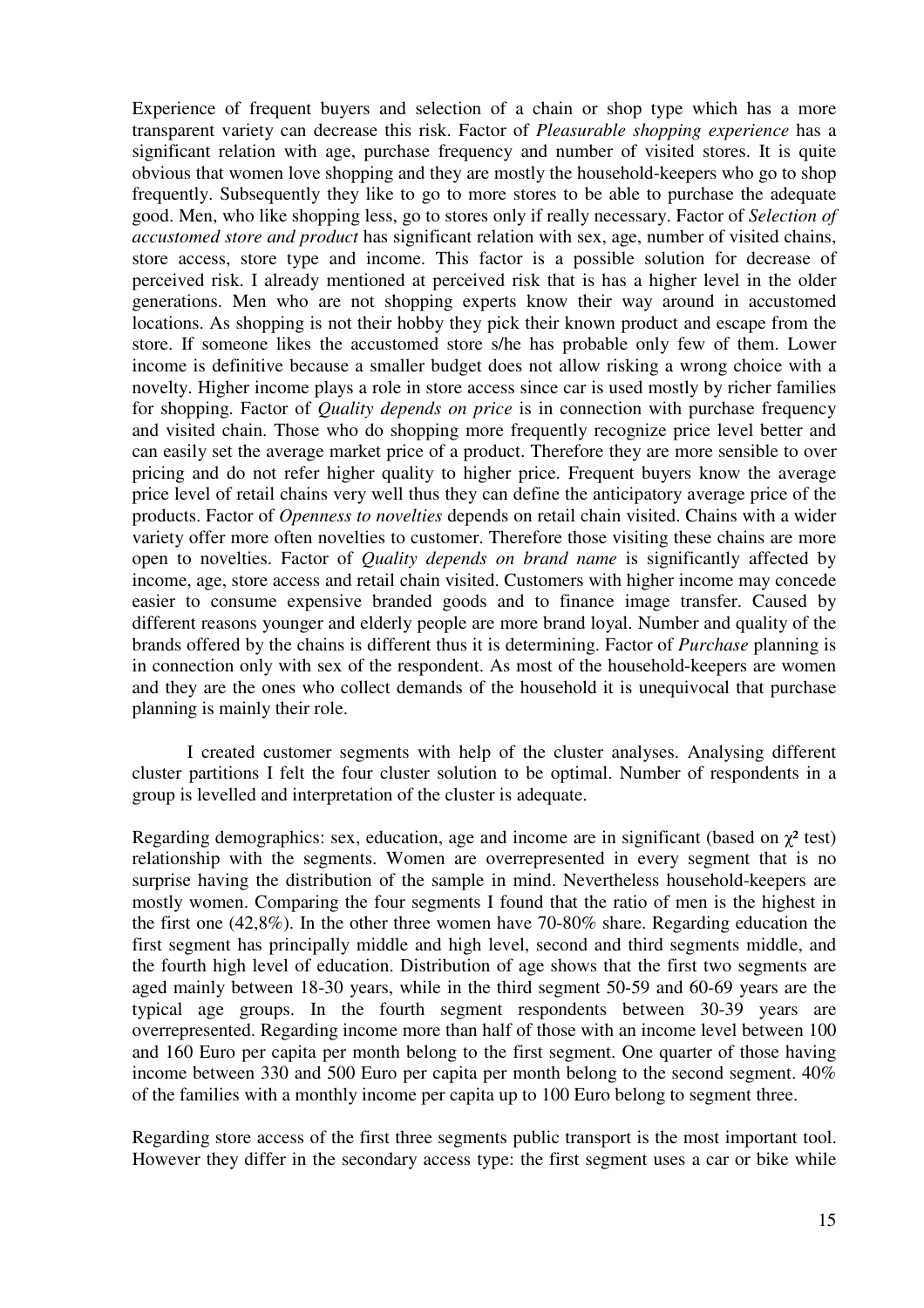Experience of frequent buyers and selection of a chain or shop type which has a more transparent variety can decrease this risk. Factor of *Pleasurable shopping experience* has a significant relation with age, purchase frequency and number of visited stores. It is quite obvious that women love shopping and they are mostly the household-keepers who go to shop frequently. Subsequently they like to go to more stores to be able to purchase the adequate good. Men, who like shopping less, go to stores only if really necessary. Factor of *Selection of accustomed store and product* has significant relation with sex, age, number of visited chains, store access, store type and income. This factor is a possible solution for decrease of perceived risk. I already mentioned at perceived risk that is has a higher level in the older generations. Men who are not shopping experts know their way around in accustomed locations. As shopping is not their hobby they pick their known product and escape from the store. If someone likes the accustomed store s/he has probable only few of them. Lower income is definitive because a smaller budget does not allow risking a wrong choice with a novelty. Higher income plays a role in store access since car is used mostly by richer families for shopping. Factor of *Quality depends on price* is in connection with purchase frequency and visited chain. Those who do shopping more frequently recognize price level better and can easily set the average market price of a product. Therefore they are more sensible to over pricing and do not refer higher quality to higher price. Frequent buyers know the average price level of retail chains very well thus they can define the anticipatory average price of the products. Factor of *Openness to novelties* depends on retail chain visited. Chains with a wider variety offer more often novelties to customer. Therefore those visiting these chains are more open to novelties. Factor of *Quality depends on brand name* is significantly affected by income, age, store access and retail chain visited. Customers with higher income may concede easier to consume expensive branded goods and to finance image transfer. Caused by different reasons younger and elderly people are more brand loyal. Number and quality of the brands offered by the chains is different thus it is determining. Factor of *Purchase* planning is in connection only with sex of the respondent. As most of the household-keepers are women and they are the ones who collect demands of the household it is unequivocal that purchase planning is mainly their role.

I created customer segments with help of the cluster analyses. Analysing different cluster partitions I felt the four cluster solution to be optimal. Number of respondents in a group is levelled and interpretation of the cluster is adequate.

Regarding demographics: sex, education, age and income are in significant (based on $\chi^2$ test) relationship with the segments. Women are overrepresented in every segment that is no surprise having the distribution of the sample in mind. Nevertheless household-keepers are mostly women. Comparing the four segments I found that the ratio of men is the highest in the first one (42,8%). In the other three women have 70-80% share. Regarding education the first segment has principally middle and high level, second and third segments middle, and the fourth high level of education. Distribution of age shows that the first two segments are aged mainly between 18-30 years, while in the third segment 50-59 and 60-69 years are the typical age groups. In the fourth segment respondents between 30-39 years are overrepresented. Regarding income more than half of those with an income level between 100 and 160 Euro per capita per month belong to the first segment. One quarter of those having income between 330 and 500 Euro per capita per month belong to the second segment. 40% of the families with a monthly income per capita up to 100 Euro belong to segment three.

Regarding store access of the first three segments public transport is the most important tool. However they differ in the secondary access type: the first segment uses a car or bike while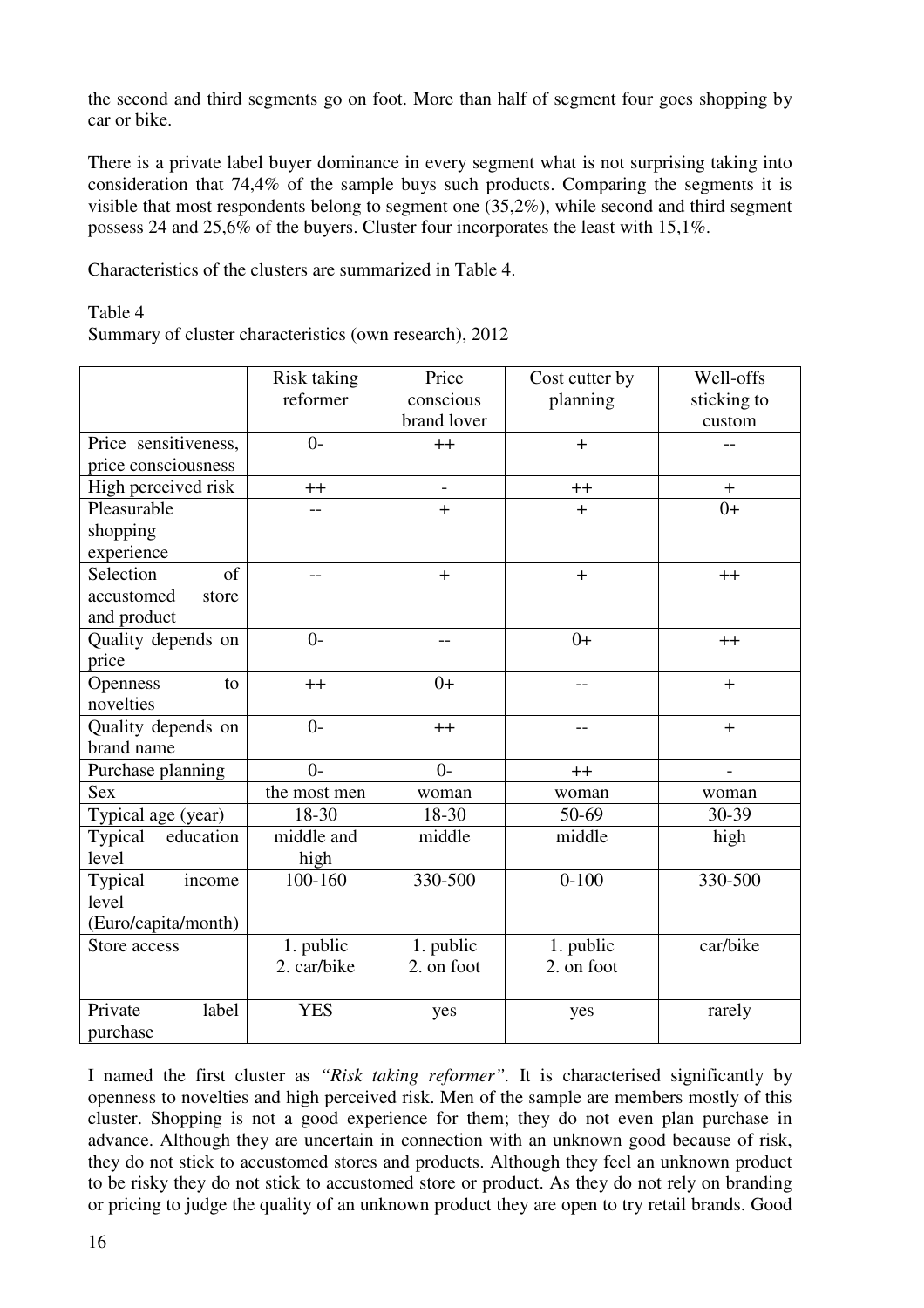the second and third segments go on foot. More than half of segment four goes shopping by car or bike.

There is a private label buyer dominance in every segment what is not surprising taking into consideration that 74,4% of the sample buys such products. Comparing the segments it is visible that most respondents belong to segment one (35,2%), while second and third segment possess 24 and 25,6% of the buyers. Cluster four incorporates the least with 15,1%.

Characteristics of the clusters are summarized in Table 4.

Table 4
Summary of cluster characteristics (own research), 2012

| | Risk taking reformer | Price conscious brand lover | Cost cutter by planning | Well-offs sticking to custom |
|---|---|---|---|---|
| Price sensitiveness, price consciousness | 0- | ++ | + | -- |
| High perceived risk | ++ | - | ++ | + |
| Pleasurable shopping experience | -- | + | + | 0+ |
| Selection of accustomed store and product | -- | + | + | ++ |
| Quality depends on price | 0- | -- | 0+ | ++ |
| Openness to novelties | ++ | 0+ | -- | + |
| Quality depends on brand name | 0- | ++ | -- | + |
| Purchase planning | 0- | 0- | ++ | - |
| Sex | the most men | woman | woman | woman |
| Typical age (year) | 18-30 | 18-30 | 50-69 | 30-39 |
| Typical education level | middle and high | middle | middle | high |
| Typical income level (Euro/capita/month) | 100-160 | 330-500 | 0-100 | 330-500 |
| Store access | 1. public 2. car/bike | 1. public 2. on foot | 1. public 2. on foot | car/bike |
| Private label purchase | YES | yes | yes | rarely |

I named the first cluster as *"Risk taking reformer"*. It is characterised significantly by openness to novelties and high perceived risk. Men of the sample are members mostly of this cluster. Shopping is not a good experience for them; they do not even plan purchase in advance. Although they are uncertain in connection with an unknown good because of risk, they do not stick to accustomed stores and products. Although they feel an unknown product to be risky they do not stick to accustomed store or product. As they do not rely on branding or pricing to judge the quality of an unknown product they are open to try retail brands. Good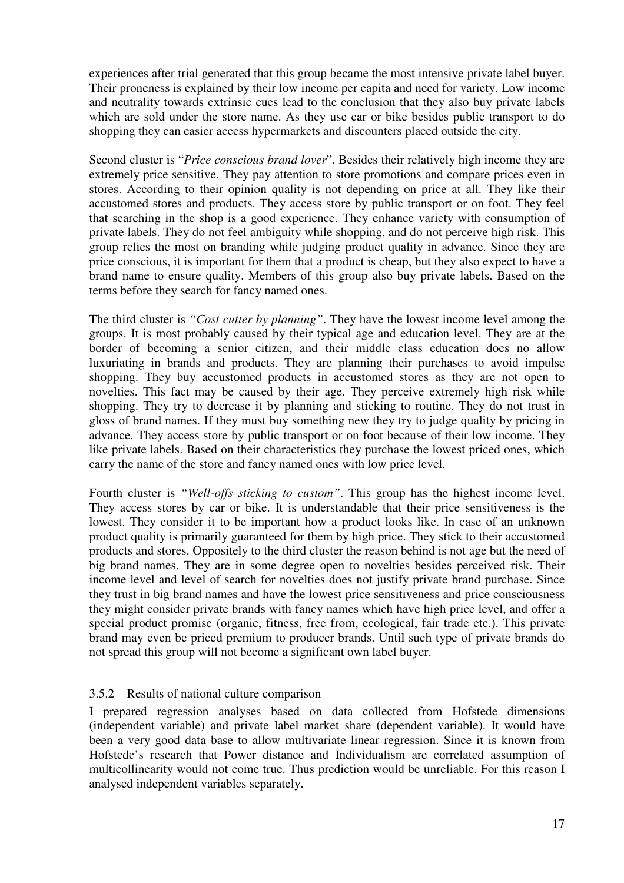experiences after trial generated that this group became the most intensive private label buyer. Their proneness is explained by their low income per capita and need for variety. Low income and neutrality towards extrinsic cues lead to the conclusion that they also buy private labels which are sold under the store name. As they use car or bike besides public transport to do shopping they can easier access hypermarkets and discounters placed outside the city.

Second cluster is "*Price conscious brand lover*". Besides their relatively high income they are extremely price sensitive. They pay attention to store promotions and compare prices even in stores. According to their opinion quality is not depending on price at all. They like their accustomed stores and products. They access store by public transport or on foot. They feel that searching in the shop is a good experience. They enhance variety with consumption of private labels. They do not feel ambiguity while shopping, and do not perceive high risk. This group relies the most on branding while judging product quality in advance. Since they are price conscious, it is important for them that a product is cheap, but they also expect to have a brand name to ensure quality. Members of this group also buy private labels. Based on the terms before they search for fancy named ones.

The third cluster is *"Cost cutter by planning"*. They have the lowest income level among the groups. It is most probably caused by their typical age and education level. They are at the border of becoming a senior citizen, and their middle class education does no allow luxuriating in brands and products. They are planning their purchases to avoid impulse shopping. They buy accustomed products in accustomed stores as they are not open to novelties. This fact may be caused by their age. They perceive extremely high risk while shopping. They try to decrease it by planning and sticking to routine. They do not trust in gloss of brand names. If they must buy something new they try to judge quality by pricing in advance. They access store by public transport or on foot because of their low income. They like private labels. Based on their characteristics they purchase the lowest priced ones, which carry the name of the store and fancy named ones with low price level.

Fourth cluster is *"Well-offs sticking to custom"*. This group has the highest income level. They access stores by car or bike. It is understandable that their price sensitiveness is the lowest. They consider it to be important how a product looks like. In case of an unknown product quality is primarily guaranteed for them by high price. They stick to their accustomed products and stores. Oppositely to the third cluster the reason behind is not age but the need of big brand names. They are in some degree open to novelties besides perceived risk. Their income level and level of search for novelties does not justify private brand purchase. Since they trust in big brand names and have the lowest price sensitiveness and price consciousness they might consider private brands with fancy names which have high price level, and offer a special product promise (organic, fitness, free from, ecological, fair trade etc.). This private brand may even be priced premium to producer brands. Until such type of private brands do not spread this group will not become a significant own label buyer.

### 3.5.2 Results of national culture comparison

I prepared regression analyses based on data collected from Hofstede dimensions (independent variable) and private label market share (dependent variable). It would have been a very good data base to allow multivariate linear regression. Since it is known from Hofstede's research that Power distance and Individualism are correlated assumption of multicollinearity would not come true. Thus prediction would be unreliable. For this reason I analysed independent variables separately.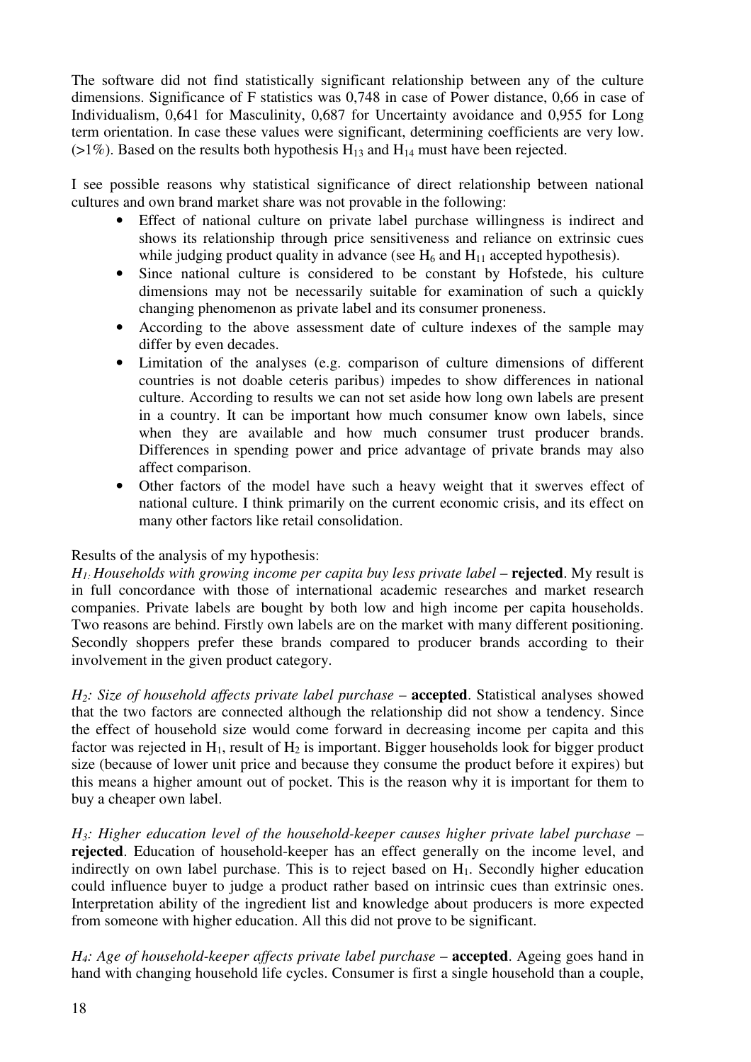The software did not find statistically significant relationship between any of the culture dimensions. Significance of F statistics was 0,748 in case of Power distance, 0,66 in case of Individualism, 0,641 for Masculinity, 0,687 for Uncertainty avoidance and 0,955 for Long term orientation. In case these values were significant, determining coefficients are very low. (>1%). Based on the results both hypothesis $H_{13}$ and $H_{14}$ must have been rejected.

I see possible reasons why statistical significance of direct relationship between national cultures and own brand market share was not provable in the following:

- Effect of national culture on private label purchase willingness is indirect and shows its relationship through price sensitiveness and reliance on extrinsic cues while judging product quality in advance (see $H_6$ and $H_{11}$ accepted hypothesis).
- Since national culture is considered to be constant by Hofstede, his culture dimensions may not be necessarily suitable for examination of such a quickly changing phenomenon as private label and its consumer proneness.
- According to the above assessment date of culture indexes of the sample may differ by even decades.
- Limitation of the analyses (e.g. comparison of culture dimensions of different countries is not doable ceteris paribus) impedes to show differences in national culture. According to results we can not set aside how long own labels are present in a country. It can be important how much consumer know own labels, since when they are available and how much consumer trust producer brands. Differences in spending power and price advantage of private brands may also affect comparison.
- Other factors of the model have such a heavy weight that it swerves effect of national culture. I think primarily on the current economic crisis, and its effect on many other factors like retail consolidation.

Results of the analysis of my hypothesis:

*$H_1$: Households with growing income per capita buy less private label* – **rejected**. My result is in full concordance with those of international academic researches and market research companies. Private labels are bought by both low and high income per capita households. Two reasons are behind. Firstly own labels are on the market with many different positioning. Secondly shoppers prefer these brands compared to producer brands according to their involvement in the given product category.

*$H_2$: Size of household affects private label purchase* – **accepted**. Statistical analyses showed that the two factors are connected although the relationship did not show a tendency. Since the effect of household size would come forward in decreasing income per capita and this factor was rejected in $H_1$, result of $H_2$ is important. Bigger households look for bigger product size (because of lower unit price and because they consume the product before it expires) but this means a higher amount out of pocket. This is the reason why it is important for them to buy a cheaper own label.

*$H_3$: Higher education level of the household-keeper causes higher private label purchase* – **rejected**. Education of household-keeper has an effect generally on the income level, and indirectly on own label purchase. This is to reject based on $H_1$. Secondly higher education could influence buyer to judge a product rather based on intrinsic cues than extrinsic ones. Interpretation ability of the ingredient list and knowledge about producers is more expected from someone with higher education. All this did not prove to be significant.

*$H_4$: Age of household-keeper affects private label purchase* – **accepted**. Ageing goes hand in hand with changing household life cycles. Consumer is first a single household than a couple,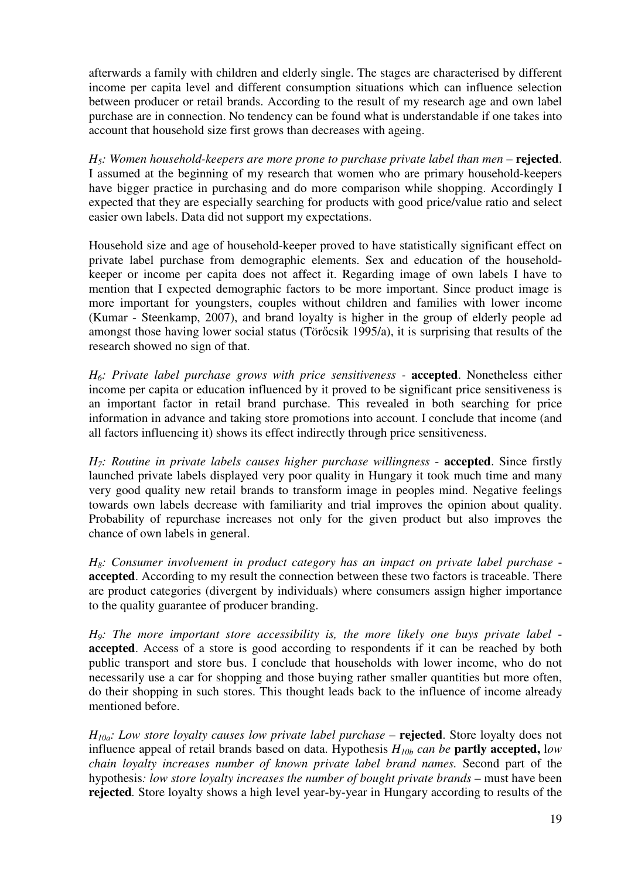afterwards a family with children and elderly single. The stages are characterised by different income per capita level and different consumption situations which can influence selection between producer or retail brands. According to the result of my research age and own label purchase are in connection. No tendency can be found what is understandable if one takes into account that household size first grows than decreases with ageing.

*$H_5$: Women household-keepers are more prone to purchase private label than men* – **rejected**. I assumed at the beginning of my research that women who are primary household-keepers have bigger practice in purchasing and do more comparison while shopping. Accordingly I expected that they are especially searching for products with good price/value ratio and select easier own labels. Data did not support my expectations.

Household size and age of household-keeper proved to have statistically significant effect on private label purchase from demographic elements. Sex and education of the household-keeper or income per capita does not affect it. Regarding image of own labels I have to mention that I expected demographic factors to be more important. Since product image is more important for youngsters, couples without children and families with lower income (Kumar - Steenkamp, 2007), and brand loyalty is higher in the group of elderly people ad amongst those having lower social status (Törőcsik 1995/a), it is surprising that results of the research showed no sign of that.

*$H_6$: Private label purchase grows with price sensitiveness* - **accepted**. Nonetheless either income per capita or education influenced by it proved to be significant price sensitiveness is an important factor in retail brand purchase. This revealed in both searching for price information in advance and taking store promotions into account. I conclude that income (and all factors influencing it) shows its effect indirectly through price sensitiveness.

*$H_7$: Routine in private labels causes higher purchase willingness* - **accepted**. Since firstly launched private labels displayed very poor quality in Hungary it took much time and many very good quality new retail brands to transform image in peoples mind. Negative feelings towards own labels decrease with familiarity and trial improves the opinion about quality. Probability of repurchase increases not only for the given product but also improves the chance of own labels in general.

*$H_8$: Consumer involvement in product category has an impact on private label purchase* - **accepted**. According to my result the connection between these two factors is traceable. There are product categories (divergent by individuals) where consumers assign higher importance to the quality guarantee of producer branding.

*$H_9$: The more important store accessibility is, the more likely one buys private label* - **accepted**. Access of a store is good according to respondents if it can be reached by both public transport and store bus. I conclude that households with lower income, who do not necessarily use a car for shopping and those buying rather smaller quantities but more often, do their shopping in such stores. This thought leads back to the influence of income already mentioned before.

*$H_{10a}$: Low store loyalty causes low private label purchase* – **rejected**. Store loyalty does not influence appeal of retail brands based on data. Hypothesis *$H_{10b}$ can be* **partly accepted,** *low chain loyalty increases number of known private label brand names.* Second part of the hypothesis*: low store loyalty increases the number of bought private brands* – must have been **rejected**. Store loyalty shows a high level year-by-year in Hungary according to results of the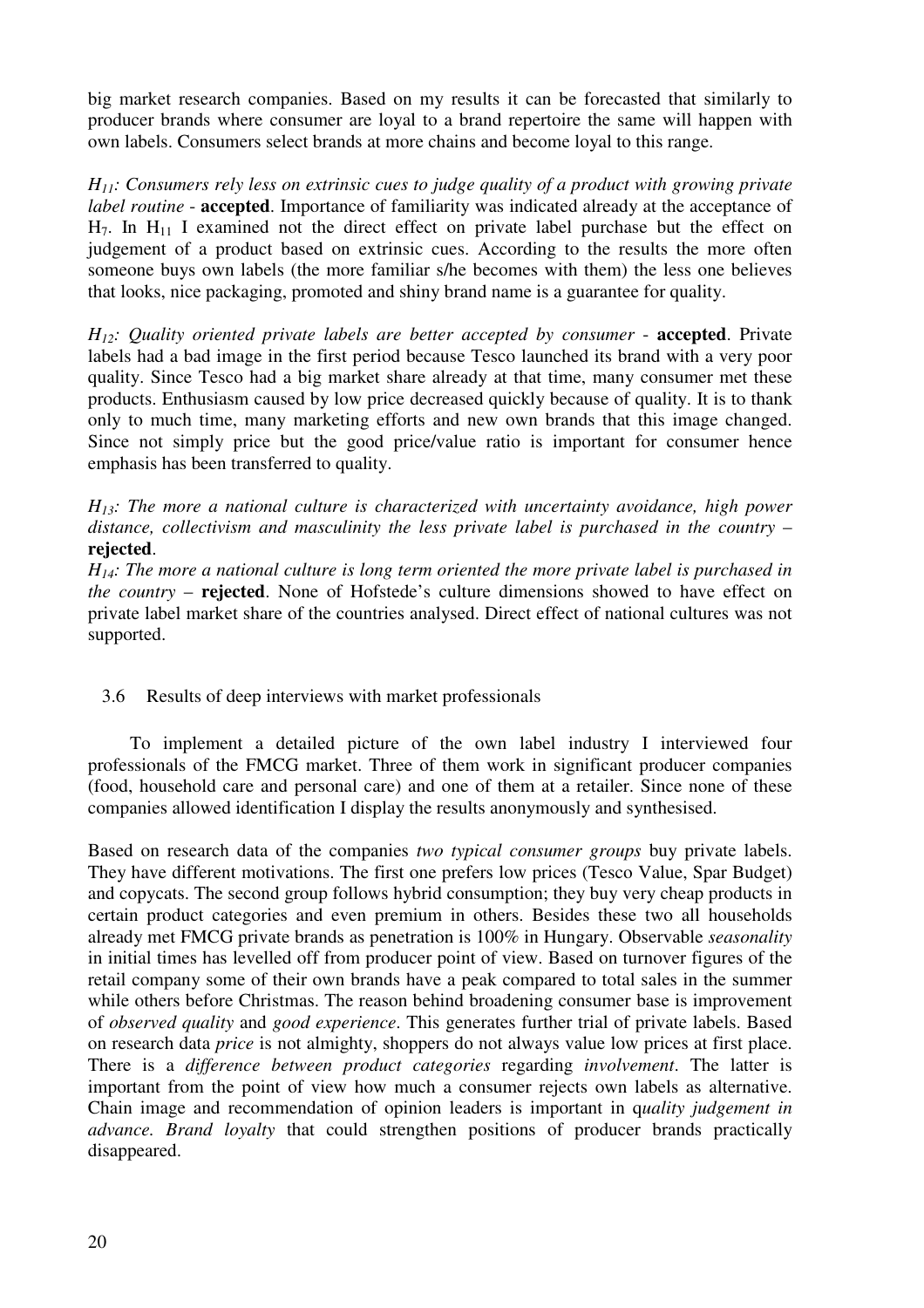big market research companies. Based on my results it can be forecasted that similarly to producer brands where consumer are loyal to a brand repertoire the same will happen with own labels. Consumers select brands at more chains and become loyal to this range.

*$H_{11}$: Consumers rely less on extrinsic cues to judge quality of a product with growing private label routine* - **accepted**. Importance of familiarity was indicated already at the acceptance of $H_7$. In $H_{11}$ I examined not the direct effect on private label purchase but the effect on judgement of a product based on extrinsic cues. According to the results the more often someone buys own labels (the more familiar s/he becomes with them) the less one believes that looks, nice packaging, promoted and shiny brand name is a guarantee for quality.

*$H_{12}$: Quality oriented private labels are better accepted by consumer* - **accepted**. Private labels had a bad image in the first period because Tesco launched its brand with a very poor quality. Since Tesco had a big market share already at that time, many consumer met these products. Enthusiasm caused by low price decreased quickly because of quality. It is to thank only to much time, many marketing efforts and new own brands that this image changed. Since not simply price but the good price/value ratio is important for consumer hence emphasis has been transferred to quality.

*$H_{13}$: The more a national culture is characterized with uncertainty avoidance, high power distance, collectivism and masculinity the less private label is purchased in the country* – **rejected**.

*$H_{14}$: The more a national culture is long term oriented the more private label is purchased in the country* – **rejected**. None of Hofstede's culture dimensions showed to have effect on private label market share of the countries analysed. Direct effect of national cultures was not supported.

### 3.6 Results of deep interviews with market professionals

To implement a detailed picture of the own label industry I interviewed four professionals of the FMCG market. Three of them work in significant producer companies (food, household care and personal care) and one of them at a retailer. Since none of these companies allowed identification I display the results anonymously and synthesised.

Based on research data of the companies *two typical consumer groups* buy private labels. They have different motivations. The first one prefers low prices (Tesco Value, Spar Budget) and copycats. The second group follows hybrid consumption; they buy very cheap products in certain product categories and even premium in others. Besides these two all households already met FMCG private brands as penetration is 100% in Hungary. Observable *seasonality* in initial times has levelled off from producer point of view. Based on turnover figures of the retail company some of their own brands have a peak compared to total sales in the summer while others before Christmas. The reason behind broadening consumer base is improvement of *observed quality* and *good experience*. This generates further trial of private labels. Based on research data *price* is not almighty, shoppers do not always value low prices at first place. There is a *difference between product categories* regarding *involvement*. The latter is important from the point of view how much a consumer rejects own labels as alternative. Chain image and recommendation of opinion leaders is important in q*uality judgement in advance. Brand loyalty* that could strengthen positions of producer brands practically disappeared.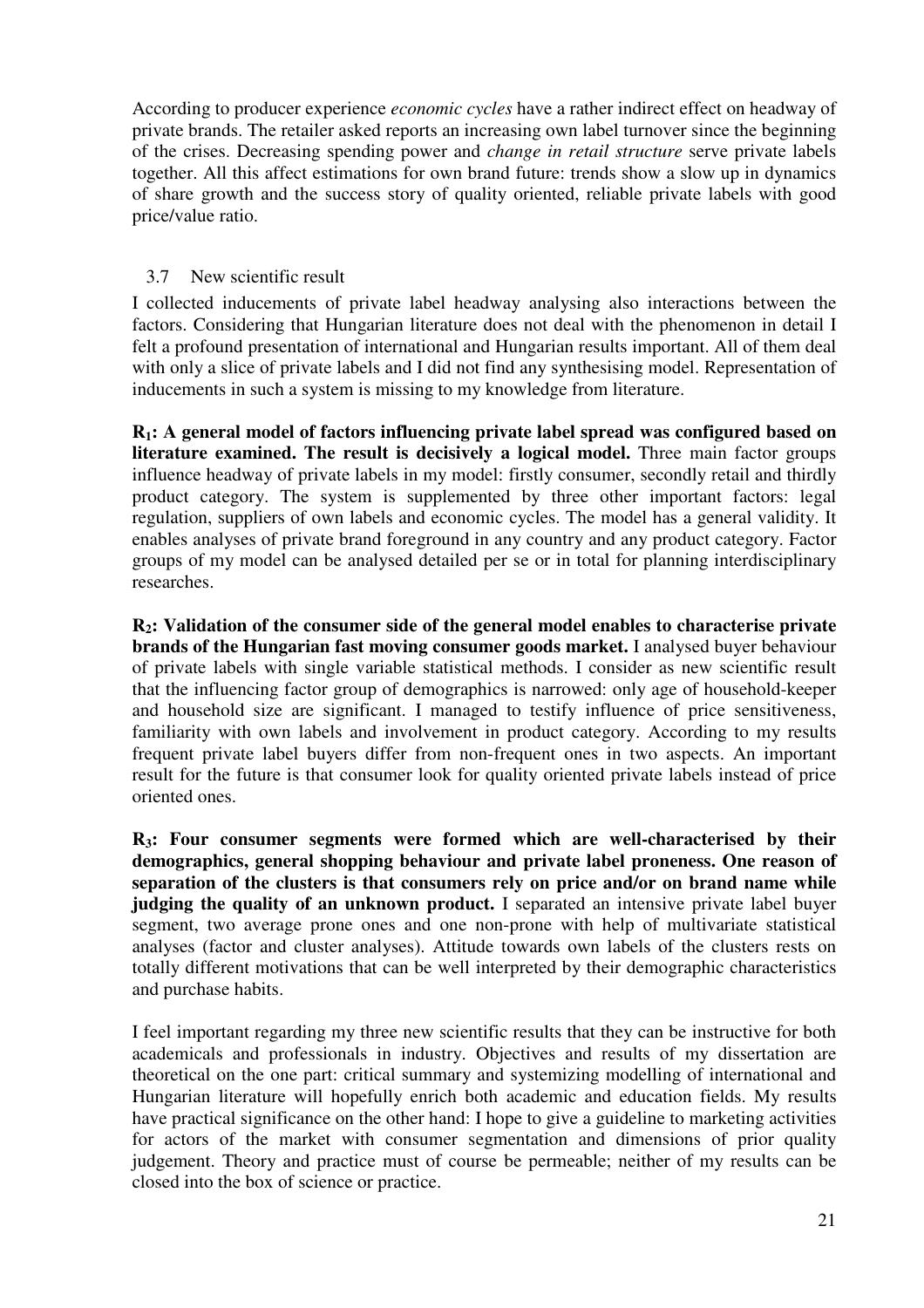According to producer experience *economic cycles* have a rather indirect effect on headway of private brands. The retailer asked reports an increasing own label turnover since the beginning of the crises. Decreasing spending power and *change in retail structure* serve private labels together. All this affect estimations for own brand future: trends show a slow up in dynamics of share growth and the success story of quality oriented, reliable private labels with good price/value ratio.

### 3.7 New scientific result

I collected inducements of private label headway analysing also interactions between the factors. Considering that Hungarian literature does not deal with the phenomenon in detail I felt a profound presentation of international and Hungarian results important. All of them deal with only a slice of private labels and I did not find any synthesising model. Representation of inducements in such a system is missing to my knowledge from literature.

**$R_1$: A general model of factors influencing private label spread was configured based on literature examined. The result is decisively a logical model.** Three main factor groups influence headway of private labels in my model: firstly consumer, secondly retail and thirdly product category. The system is supplemented by three other important factors: legal regulation, suppliers of own labels and economic cycles. The model has a general validity. It enables analyses of private brand foreground in any country and any product category. Factor groups of my model can be analysed detailed per se or in total for planning interdisciplinary researches.

**$R_2$: Validation of the consumer side of the general model enables to characterise private brands of the Hungarian fast moving consumer goods market.** I analysed buyer behaviour of private labels with single variable statistical methods. I consider as new scientific result that the influencing factor group of demographics is narrowed: only age of household-keeper and household size are significant. I managed to testify influence of price sensitiveness, familiarity with own labels and involvement in product category. According to my results frequent private label buyers differ from non-frequent ones in two aspects. An important result for the future is that consumer look for quality oriented private labels instead of price oriented ones.

**$R_3$: Four consumer segments were formed which are well-characterised by their demographics, general shopping behaviour and private label proneness. One reason of separation of the clusters is that consumers rely on price and/or on brand name while judging the quality of an unknown product.** I separated an intensive private label buyer segment, two average prone ones and one non-prone with help of multivariate statistical analyses (factor and cluster analyses). Attitude towards own labels of the clusters rests on totally different motivations that can be well interpreted by their demographic characteristics and purchase habits.

I feel important regarding my three new scientific results that they can be instructive for both academicals and professionals in industry. Objectives and results of my dissertation are theoretical on the one part: critical summary and systemizing modelling of international and Hungarian literature will hopefully enrich both academic and education fields. My results have practical significance on the other hand: I hope to give a guideline to marketing activities for actors of the market with consumer segmentation and dimensions of prior quality judgement. Theory and practice must of course be permeable; neither of my results can be closed into the box of science or practice.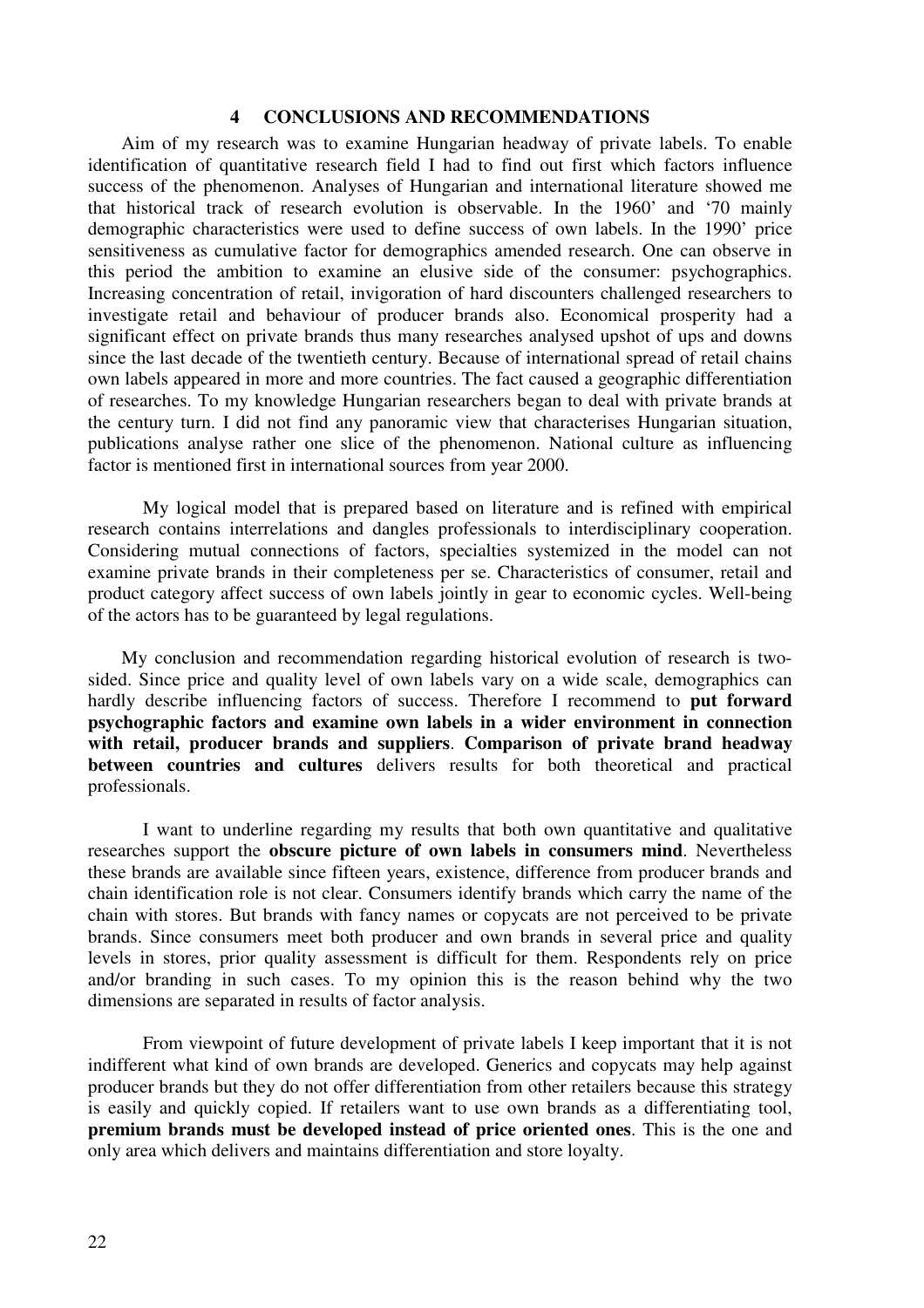# 4 CONCLUSIONS AND RECOMMENDATIONS

Aim of my research was to examine Hungarian headway of private labels. To enable identification of quantitative research field I had to find out first which factors influence success of the phenomenon. Analyses of Hungarian and international literature showed me that historical track of research evolution is observable. In the 1960' and '70 mainly demographic characteristics were used to define success of own labels. In the 1990' price sensitiveness as cumulative factor for demographics amended research. One can observe in this period the ambition to examine an elusive side of the consumer: psychographics. Increasing concentration of retail, invigoration of hard discounters challenged researchers to investigate retail and behaviour of producer brands also. Economical prosperity had a significant effect on private brands thus many researches analysed upshot of ups and downs since the last decade of the twentieth century. Because of international spread of retail chains own labels appeared in more and more countries. The fact caused a geographic differentiation of researches. To my knowledge Hungarian researchers began to deal with private brands at the century turn. I did not find any panoramic view that characterises Hungarian situation, publications analyse rather one slice of the phenomenon. National culture as influencing factor is mentioned first in international sources from year 2000.

My logical model that is prepared based on literature and is refined with empirical research contains interrelations and dangles professionals to interdisciplinary cooperation. Considering mutual connections of factors, specialties systemized in the model can not examine private brands in their completeness per se. Characteristics of consumer, retail and product category affect success of own labels jointly in gear to economic cycles. Well-being of the actors has to be guaranteed by legal regulations.

My conclusion and recommendation regarding historical evolution of research is two-sided. Since price and quality level of own labels vary on a wide scale, demographics can hardly describe influencing factors of success. Therefore I recommend to **put forward psychographic factors and examine own labels in a wider environment in connection with retail, producer brands and suppliers**. **Comparison of private brand headway between countries and cultures** delivers results for both theoretical and practical professionals.

I want to underline regarding my results that both own quantitative and qualitative researches support the **obscure picture of own labels in consumers mind**. Nevertheless these brands are available since fifteen years, existence, difference from producer brands and chain identification role is not clear. Consumers identify brands which carry the name of the chain with stores. But brands with fancy names or copycats are not perceived to be private brands. Since consumers meet both producer and own brands in several price and quality levels in stores, prior quality assessment is difficult for them. Respondents rely on price and/or branding in such cases. To my opinion this is the reason behind why the two dimensions are separated in results of factor analysis.

From viewpoint of future development of private labels I keep important that it is not indifferent what kind of own brands are developed. Generics and copycats may help against producer brands but they do not offer differentiation from other retailers because this strategy is easily and quickly copied. If retailers want to use own brands as a differentiating tool, **premium brands must be developed instead of price oriented ones**. This is the one and only area which delivers and maintains differentiation and store loyalty.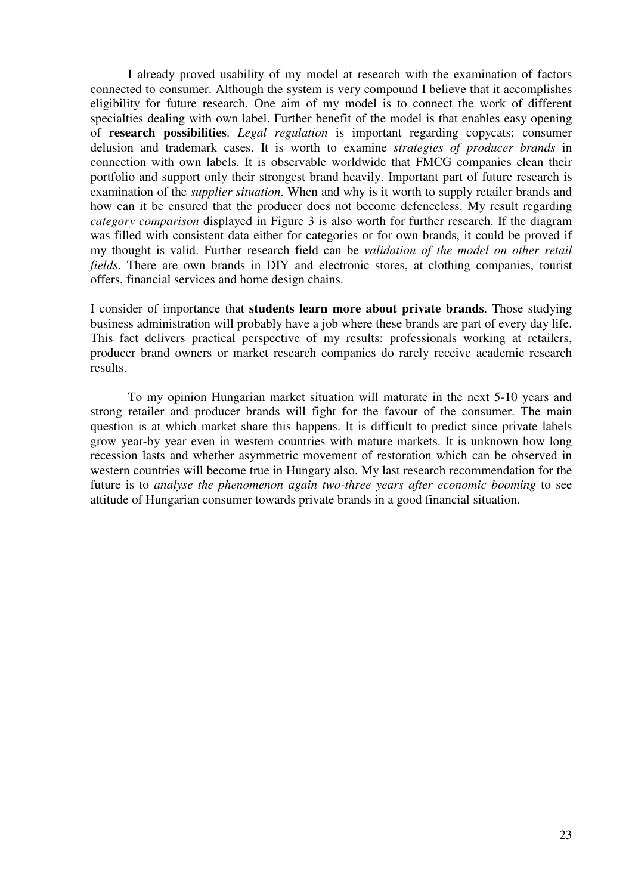I already proved usability of my model at research with the examination of factors connected to consumer. Although the system is very compound I believe that it accomplishes eligibility for future research. One aim of my model is to connect the work of different specialties dealing with own label. Further benefit of the model is that enables easy opening of **research possibilities**. *Legal regulation* is important regarding copycats: consumer delusion and trademark cases. It is worth to examine *strategies of producer brands* in connection with own labels. It is observable worldwide that FMCG companies clean their portfolio and support only their strongest brand heavily. Important part of future research is examination of the *supplier situation*. When and why is it worth to supply retailer brands and how can it be ensured that the producer does not become defenceless. My result regarding *category comparison* displayed in Figure 3 is also worth for further research. If the diagram was filled with consistent data either for categories or for own brands, it could be proved if my thought is valid. Further research field can be *validation of the model on other retail fields*. There are own brands in DIY and electronic stores, at clothing companies, tourist offers, financial services and home design chains.

I consider of importance that **students learn more about private brands**. Those studying business administration will probably have a job where these brands are part of every day life. This fact delivers practical perspective of my results: professionals working at retailers, producer brand owners or market research companies do rarely receive academic research results.

To my opinion Hungarian market situation will maturate in the next 5-10 years and strong retailer and producer brands will fight for the favour of the consumer. The main question is at which market share this happens. It is difficult to predict since private labels grow year-by year even in western countries with mature markets. It is unknown how long recession lasts and whether asymmetric movement of restoration which can be observed in western countries will become true in Hungary also. My last research recommendation for the future is to *analyse the phenomenon again two-three years after economic booming* to see attitude of Hungarian consumer towards private brands in a good financial situation.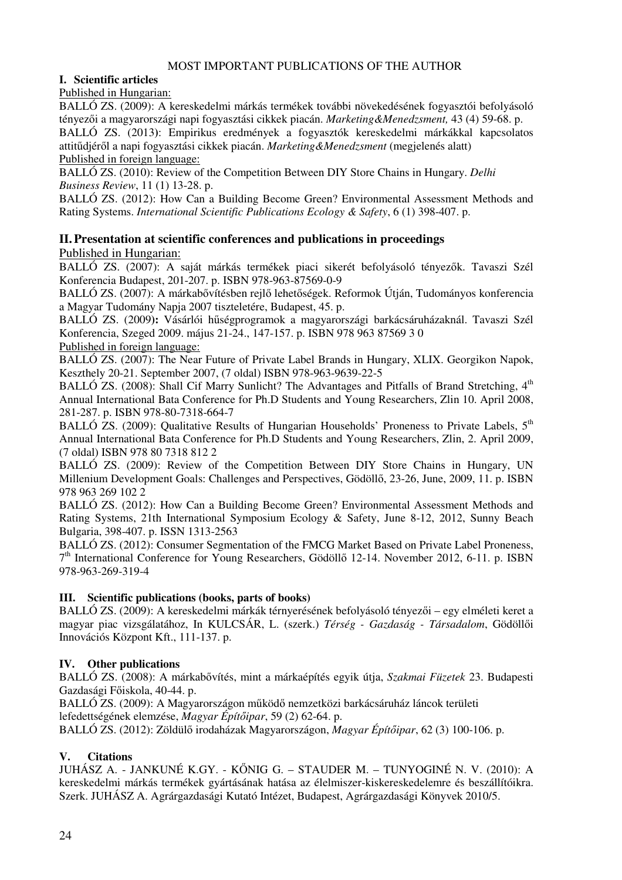## MOST IMPORTANT PUBLICATIONS OF THE AUTHOR

### I. Scientific articles

Published in Hungarian:

BALLÓ ZS. (2009): A kereskedelmi márkás termékek további növekedésének fogyasztói befolyásoló tényezői a magyarországi napi fogyasztási cikkek piacán. *Marketing&Menedzsment,* 43 (4) 59-68. p.

BALLÓ ZS. (2013): Empirikus eredmények a fogyasztók kereskedelmi márkákkal kapcsolatos attitűdjéről a napi fogyasztási cikkek piacán. *Marketing&Menedzsment* (megjelenés alatt)

Published in foreign language:

BALLÓ ZS. (2010): Review of the Competition Between DIY Store Chains in Hungary. *Delhi Business Review*, 11 (1) 13-28. p.

BALLÓ ZS. (2012): How Can a Building Become Green? Environmental Assessment Methods and Rating Systems. *International Scientific Publications Ecology & Safety*, 6 (1) 398-407. p.

### II. Presentation at scientific conferences and publications in proceedings

Published in Hungarian:

BALLÓ ZS. (2007): A saját márkás termékek piaci sikerét befolyásoló tényezők. Tavaszi Szél Konferencia Budapest, 201-207. p. ISBN 978-963-87569-0-9

BALLÓ ZS. (2007): A márkabővítésben rejlő lehetőségek. Reformok Útján, Tudományos konferencia a Magyar Tudomány Napja 2007 tiszteletére, Budapest, 45. p.

BALLÓ ZS. (2009)**:** Vásárlói hűségprogramok a magyarországi barkácsáruházaknál. Tavaszi Szél Konferencia, Szeged 2009. május 21-24., 147-157. p. ISBN 978 963 87569 3 0

Published in foreign language:

BALLÓ ZS. (2007): The Near Future of Private Label Brands in Hungary, XLIX. Georgikon Napok, Keszthely 20-21. September 2007, (7 oldal) ISBN 978-963-9639-22-5

BALLÓ ZS. (2008): Shall Cif Marry Sunlicht? The Advantages and Pitfalls of Brand Stretching, 4th Annual International Bata Conference for Ph.D Students and Young Researchers, Zlin 10. April 2008, 281-287. p. ISBN 978-80-7318-664-7

BALLÓ ZS. (2009): Qualitative Results of Hungarian Households' Proneness to Private Labels, 5th Annual International Bata Conference for Ph.D Students and Young Researchers, Zlin, 2. April 2009, (7 oldal) ISBN 978 80 7318 812 2

BALLÓ ZS. (2009): Review of the Competition Between DIY Store Chains in Hungary, UN Millenium Development Goals: Challenges and Perspectives, Gödöllő, 23-26, June, 2009, 11. p. ISBN 978 963 269 102 2

BALLÓ ZS. (2012): How Can a Building Become Green? Environmental Assessment Methods and Rating Systems, 21th International Symposium Ecology & Safety, June 8-12, 2012, Sunny Beach Bulgaria, 398-407. p. ISSN 1313-2563

BALLÓ ZS. (2012): Consumer Segmentation of the FMCG Market Based on Private Label Proneness, 7th International Conference for Young Researchers, Gödöllő 12-14. November 2012, 6-11. p. ISBN 978-963-269-319-4

### III. Scientific publications (books, parts of books)

BALLÓ ZS. (2009): A kereskedelmi márkák térnyerésének befolyásoló tényezői – egy elméleti keret a magyar piac vizsgálatához, In KULCSÁR, L. (szerk.) *Térség - Gazdaság - Társadalom*, Gödöllői Innovációs Központ Kft., 111-137. p.

### IV. Other publications

BALLÓ ZS. (2008): A márkabővítés, mint a márkaépítés egyik útja, *Szakmai Füzetek* 23. Budapesti Gazdasági Főiskola, 40-44. p.

BALLÓ ZS. (2009): A Magyarországon működő nemzetközi barkácsáruház láncok területi lefedettségének elemzése, *Magyar Építőipar*, 59 (2) 62-64. p.

BALLÓ ZS. (2012): Zöldülő irodaházak Magyarországon, *Magyar Építőipar*, 62 (3) 100-106. p.

### V. Citations

JUHÁSZ A. - JANKUNÉ K.GY. - KŐNIG G. – STAUDER M. – TUNYOGINÉ N. V. (2010): A kereskedelmi márkás termékek gyártásának hatása az élelmiszer-kiskereskedelemre és beszállítóikra. Szerk. JUHÁSZ A. Agrárgazdasági Kutató Intézet, Budapest, Agrárgazdasági Könyvek 2010/5.